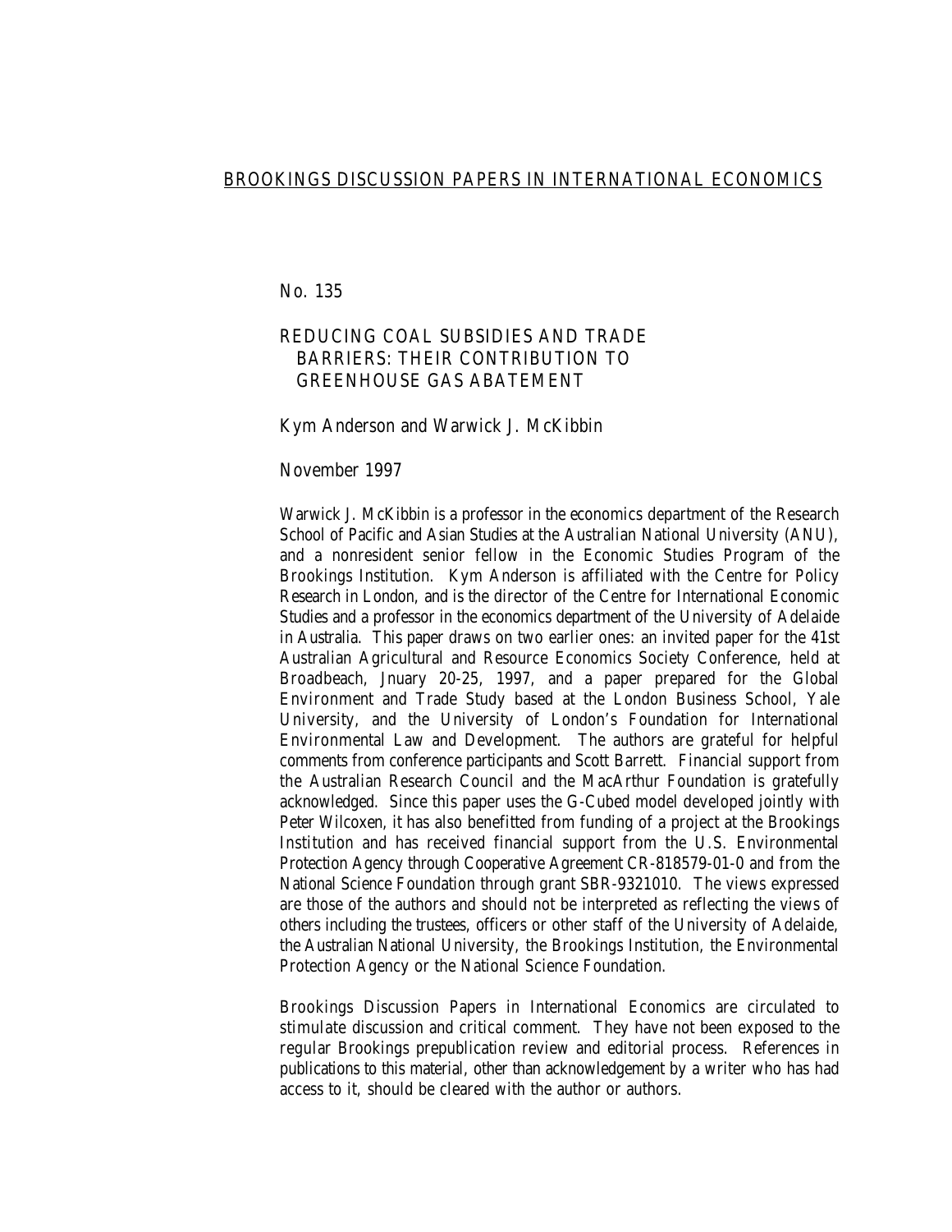BROOKINGS DISCUSSION PAPERS IN INTERNATIONAL ECONOMICS

No. 135

# REDUCING COAL SUBSIDIES AND TRADE BARRIERS: THEIR CONTRIBUTION TO GREENHOUSE GAS ABATEMENT

Kym Anderson and Warwick J. McKibbin

November 1997

Warwick J. McKibbin is a professor in the economics department of the Research School of Pacific and Asian Studies at the Australian National University (ANU), and a nonresident senior fellow in the Economic Studies Program of the Brookings Institution. Kym Anderson is affiliated with the Centre for Policy Research in London, and is the director of the Centre for International Economic Studies and a professor in the economics department of the University of Adelaide in Australia. This paper draws on two earlier ones: an invited paper for the 41st Australian Agricultural and Resource Economics Society Conference, held at Broadbeach, Jnuary 20-25, 1997, and a paper prepared for the Global Environment and Trade Study based at the London Business School, Yale University, and the University of London's Foundation for International Environmental Law and Development. The authors are grateful for helpful comments from conference participants and Scott Barrett. Financial support from the Australian Research Council and the MacArthur Foundation is gratefully acknowledged. Since this paper uses the G-Cubed model developed jointly with Peter Wilcoxen, it has also benefitted from funding of a project at the Brookings Institution and has received financial support from the U.S. Environmental Protection Agency through Cooperative Agreement CR-818579-01-0 and from the National Science Foundation through grant SBR-9321010. The views expressed are those of the authors and should not be interpreted as reflecting the views of others including the trustees, officers or other staff of the University of Adelaide, the Australian National University, the Brookings Institution, the Environmental Protection Agency or the National Science Foundation.

Brookings Discussion Papers in International Economics are circulated to stimulate discussion and critical comment. They have not been exposed to the regular Brookings prepublication review and editorial process. References in publications to this material, other than acknowledgement by a writer who has had access to it, should be cleared with the author or authors.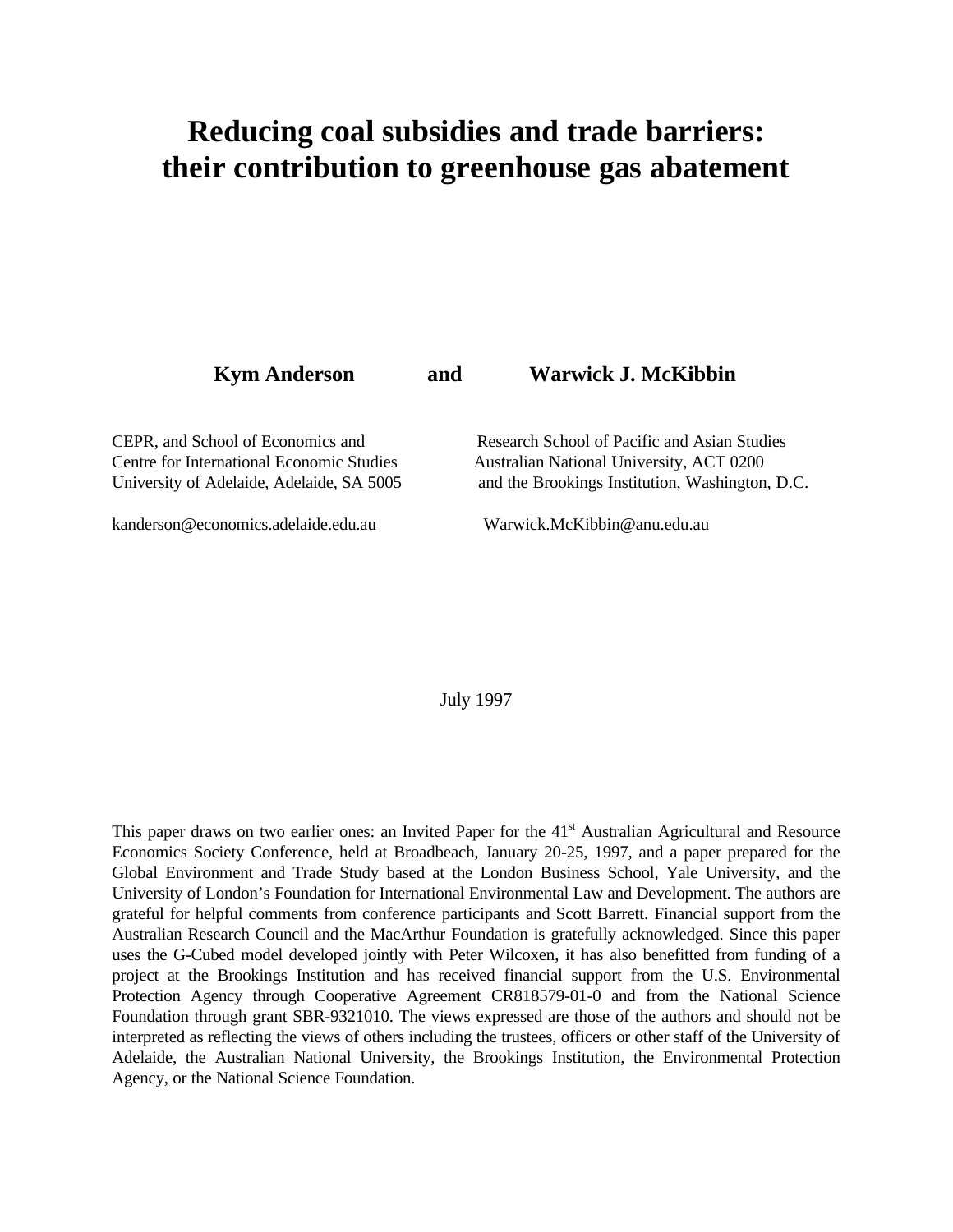# Reducing coal subsidies and trade barriers: their contribution to greenhouse gas abatement

**Kym Anderson** and **Warwick J. McKibbin**

CEPR, and School of Economics and
Centre for International Economic Studies
University of Adelaide, Adelaide, SA 5005

kanderson@economics.adelaide.edu.au

Research School of Pacific and Asian Studies
Australian National University, ACT 0200
and the Brookings Institution, Washington, D.C.

Warwick.McKibbin@anu.edu.au

July 1997

This paper draws on two earlier ones: an Invited Paper for the 41st Australian Agricultural and Resource Economics Society Conference, held at Broadbeach, January 20-25, 1997, and a paper prepared for the Global Environment and Trade Study based at the London Business School, Yale University, and the University of London's Foundation for International Environmental Law and Development. The authors are grateful for helpful comments from conference participants and Scott Barrett. Financial support from the Australian Research Council and the MacArthur Foundation is gratefully acknowledged. Since this paper uses the G-Cubed model developed jointly with Peter Wilcoxen, it has also benefitted from funding of a project at the Brookings Institution and has received financial support from the U.S. Environmental Protection Agency through Cooperative Agreement CR818579-01-0 and from the National Science Foundation through grant SBR-9321010. The views expressed are those of the authors and should not be interpreted as reflecting the views of others including the trustees, officers or other staff of the University of Adelaide, the Australian National University, the Brookings Institution, the Environmental Protection Agency, or the National Science Foundation.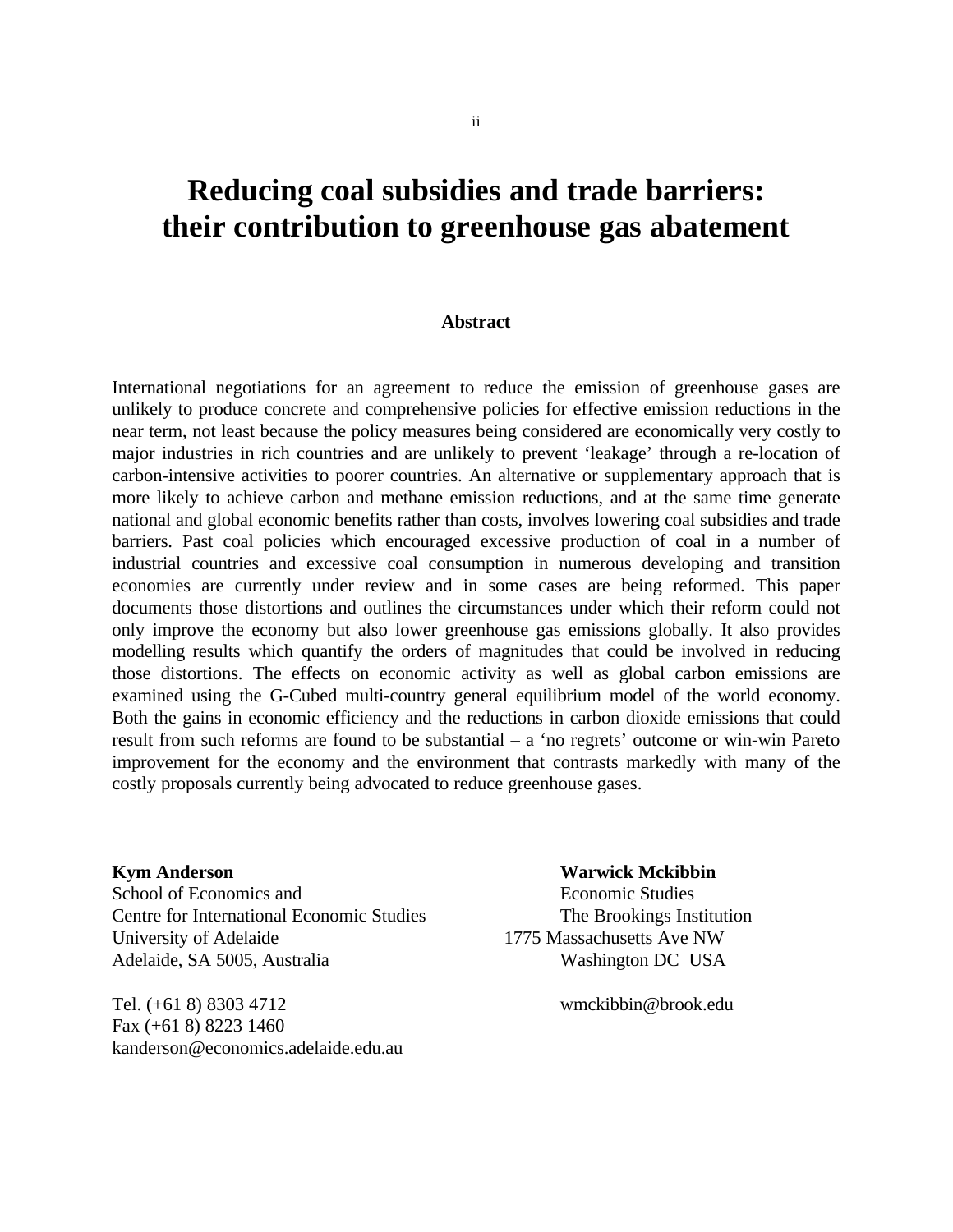# Reducing coal subsidies and trade barriers: their contribution to greenhouse gas abatement

### Abstract

International negotiations for an agreement to reduce the emission of greenhouse gases are unlikely to produce concrete and comprehensive policies for effective emission reductions in the near term, not least because the policy measures being considered are economically very costly to major industries in rich countries and are unlikely to prevent 'leakage' through a re-location of carbon-intensive activities to poorer countries. An alternative or supplementary approach that is more likely to achieve carbon and methane emission reductions, and at the same time generate national and global economic benefits rather than costs, involves lowering coal subsidies and trade barriers. Past coal policies which encouraged excessive production of coal in a number of industrial countries and excessive coal consumption in numerous developing and transition economies are currently under review and in some cases are being reformed. This paper documents those distortions and outlines the circumstances under which their reform could not only improve the economy but also lower greenhouse gas emissions globally. It also provides modelling results which quantify the orders of magnitudes that could be involved in reducing those distortions. The effects on economic activity as well as global carbon emissions are examined using the G-Cubed multi-country general equilibrium model of the world economy. Both the gains in economic efficiency and the reductions in carbon dioxide emissions that could result from such reforms are found to be substantial – a 'no regrets' outcome or win-win Pareto improvement for the economy and the environment that contrasts markedly with many of the costly proposals currently being advocated to reduce greenhouse gases.

**Kym Anderson**
School of Economics and
Centre for International Economic Studies
University of Adelaide
Adelaide, SA 5005, Australia

Tel. (+61 8) 8303 4712
Fax (+61 8) 8223 1460
kanderson@economics.adelaide.edu.au

**Warwick Mckibbin**
Economic Studies
The Brookings Institution
1775 Massachusetts Ave NW
Washington DC USA

wmckibbin@brook.edu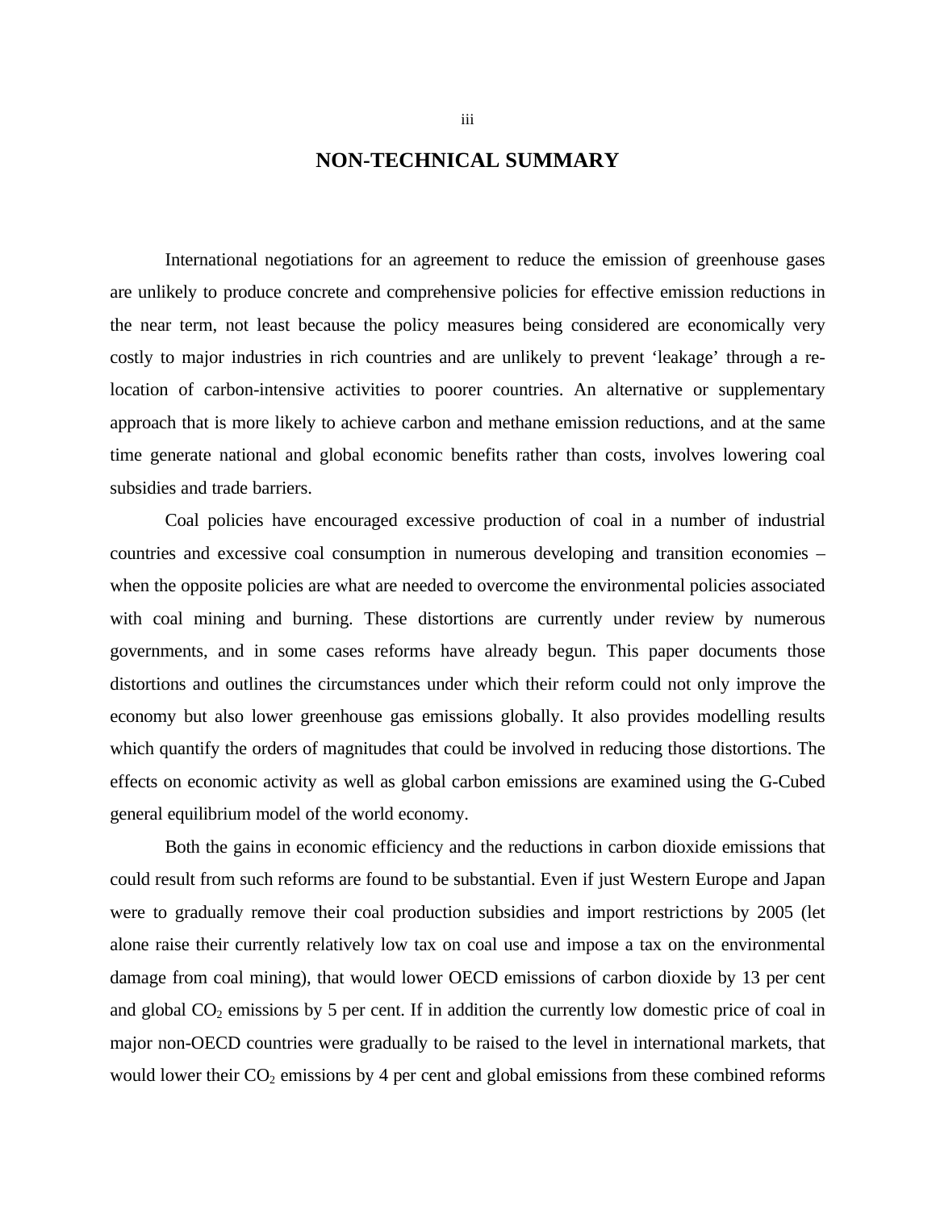# NON-TECHNICAL SUMMARY

International negotiations for an agreement to reduce the emission of greenhouse gases are unlikely to produce concrete and comprehensive policies for effective emission reductions in the near term, not least because the policy measures being considered are economically very costly to major industries in rich countries and are unlikely to prevent 'leakage' through a re-location of carbon-intensive activities to poorer countries. An alternative or supplementary approach that is more likely to achieve carbon and methane emission reductions, and at the same time generate national and global economic benefits rather than costs, involves lowering coal subsidies and trade barriers.

Coal policies have encouraged excessive production of coal in a number of industrial countries and excessive coal consumption in numerous developing and transition economies – when the opposite policies are what are needed to overcome the environmental policies associated with coal mining and burning. These distortions are currently under review by numerous governments, and in some cases reforms have already begun. This paper documents those distortions and outlines the circumstances under which their reform could not only improve the economy but also lower greenhouse gas emissions globally. It also provides modelling results which quantify the orders of magnitudes that could be involved in reducing those distortions. The effects on economic activity as well as global carbon emissions are examined using the G-Cubed general equilibrium model of the world economy.

Both the gains in economic efficiency and the reductions in carbon dioxide emissions that could result from such reforms are found to be substantial. Even if just Western Europe and Japan were to gradually remove their coal production subsidies and import restrictions by 2005 (let alone raise their currently relatively low tax on coal use and impose a tax on the environmental damage from coal mining), that would lower OECD emissions of carbon dioxide by 13 per cent and global $CO_2$ emissions by 5 per cent. If in addition the currently low domestic price of coal in major non-OECD countries were gradually to be raised to the level in international markets, that would lower their $CO_2$ emissions by 4 per cent and global emissions from these combined reforms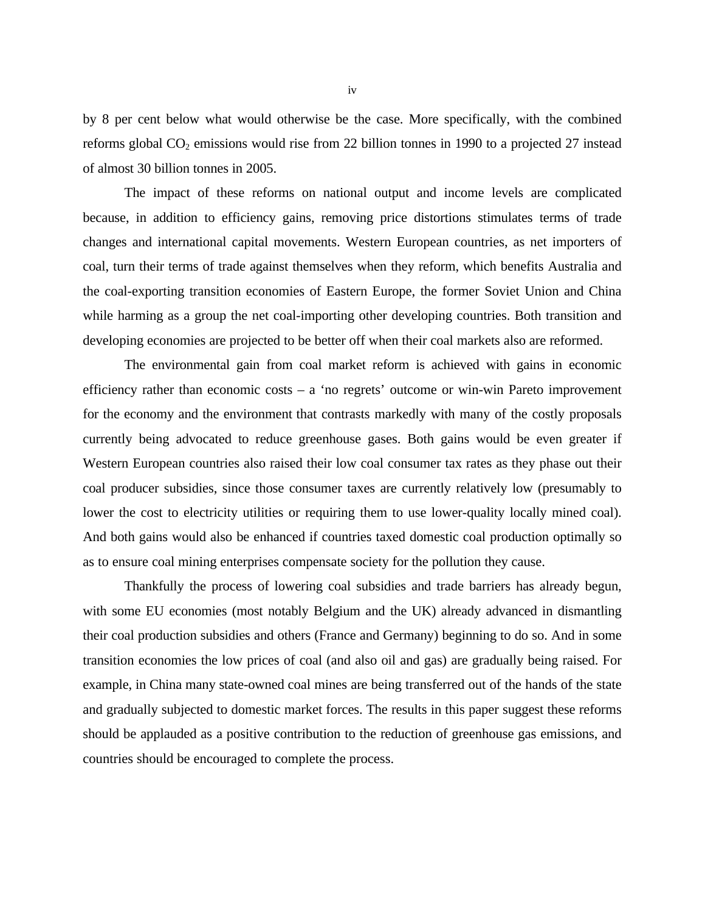by 8 per cent below what would otherwise be the case. More specifically, with the combined reforms global $CO_2$ emissions would rise from 22 billion tonnes in 1990 to a projected 27 instead of almost 30 billion tonnes in 2005.

The impact of these reforms on national output and income levels are complicated because, in addition to efficiency gains, removing price distortions stimulates terms of trade changes and international capital movements. Western European countries, as net importers of coal, turn their terms of trade against themselves when they reform, which benefits Australia and the coal-exporting transition economies of Eastern Europe, the former Soviet Union and China while harming as a group the net coal-importing other developing countries. Both transition and developing economies are projected to be better off when their coal markets also are reformed.

The environmental gain from coal market reform is achieved with gains in economic efficiency rather than economic costs – a 'no regrets' outcome or win-win Pareto improvement for the economy and the environment that contrasts markedly with many of the costly proposals currently being advocated to reduce greenhouse gases. Both gains would be even greater if Western European countries also raised their low coal consumer tax rates as they phase out their coal producer subsidies, since those consumer taxes are currently relatively low (presumably to lower the cost to electricity utilities or requiring them to use lower-quality locally mined coal). And both gains would also be enhanced if countries taxed domestic coal production optimally so as to ensure coal mining enterprises compensate society for the pollution they cause.

Thankfully the process of lowering coal subsidies and trade barriers has already begun, with some EU economies (most notably Belgium and the UK) already advanced in dismantling their coal production subsidies and others (France and Germany) beginning to do so. And in some transition economies the low prices of coal (and also oil and gas) are gradually being raised. For example, in China many state-owned coal mines are being transferred out of the hands of the state and gradually subjected to domestic market forces. The results in this paper suggest these reforms should be applauded as a positive contribution to the reduction of greenhouse gas emissions, and countries should be encouraged to complete the process.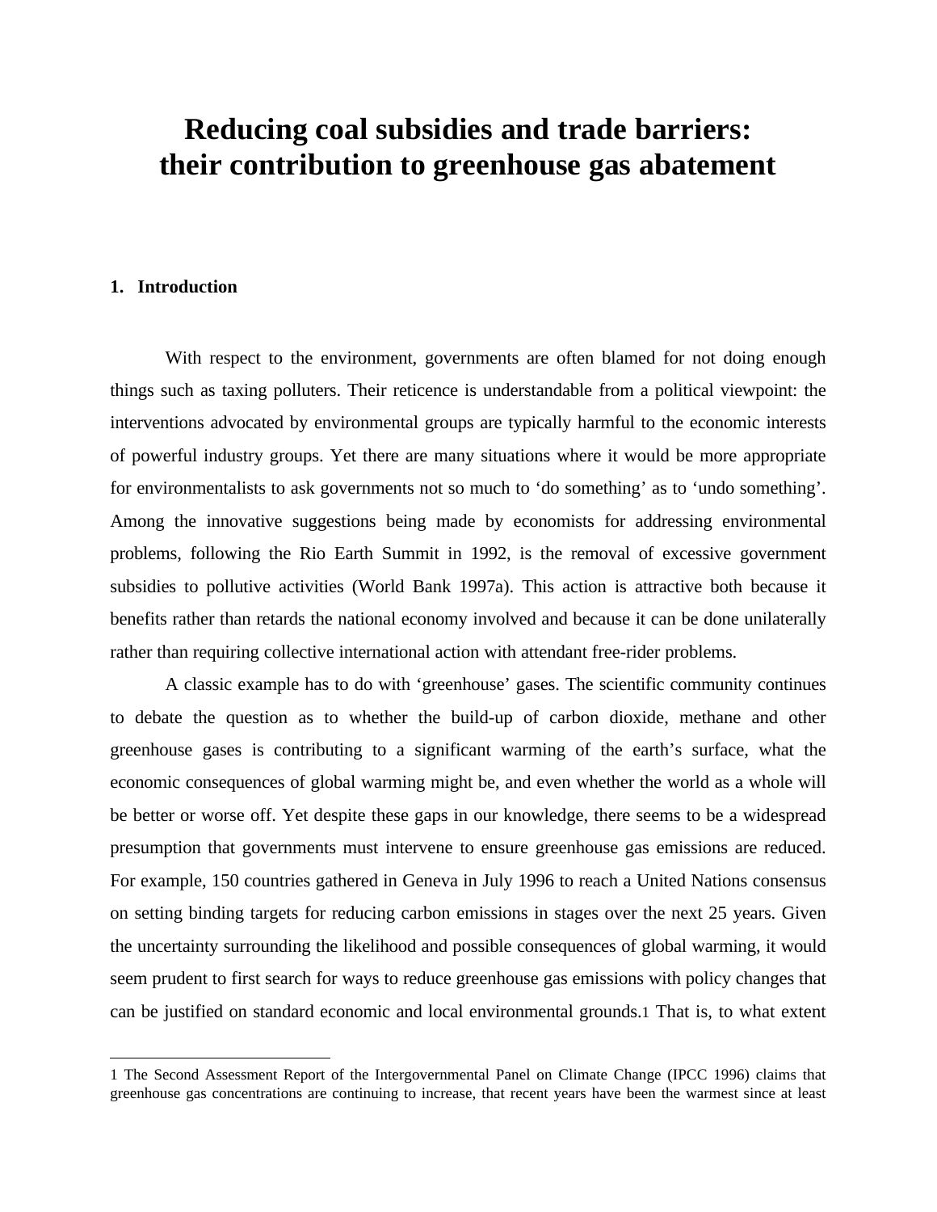# Reducing coal subsidies and trade barriers: their contribution to greenhouse gas abatement

## 1. Introduction

With respect to the environment, governments are often blamed for not doing enough things such as taxing polluters. Their reticence is understandable from a political viewpoint: the interventions advocated by environmental groups are typically harmful to the economic interests of powerful industry groups. Yet there are many situations where it would be more appropriate for environmentalists to ask governments not so much to 'do something' as to 'undo something'. Among the innovative suggestions being made by economists for addressing environmental problems, following the Rio Earth Summit in 1992, is the removal of excessive government subsidies to pollutive activities (World Bank 1997a). This action is attractive both because it benefits rather than retards the national economy involved and because it can be done unilaterally rather than requiring collective international action with attendant free-rider problems.

A classic example has to do with 'greenhouse' gases. The scientific community continues to debate the question as to whether the build-up of carbon dioxide, methane and other greenhouse gases is contributing to a significant warming of the earth's surface, what the economic consequences of global warming might be, and even whether the world as a whole will be better or worse off. Yet despite these gaps in our knowledge, there seems to be a widespread presumption that governments must intervene to ensure greenhouse gas emissions are reduced. For example, 150 countries gathered in Geneva in July 1996 to reach a United Nations consensus on setting binding targets for reducing carbon emissions in stages over the next 25 years. Given the uncertainty surrounding the likelihood and possible consequences of global warming, it would seem prudent to first search for ways to reduce greenhouse gas emissions with policy changes that can be justified on standard economic and local environmental grounds.[1] That is, to what extent

---

[1] The Second Assessment Report of the Intergovernmental Panel on Climate Change (IPCC 1996) claims that greenhouse gas concentrations are continuing to increase, that recent years have been the warmest since at least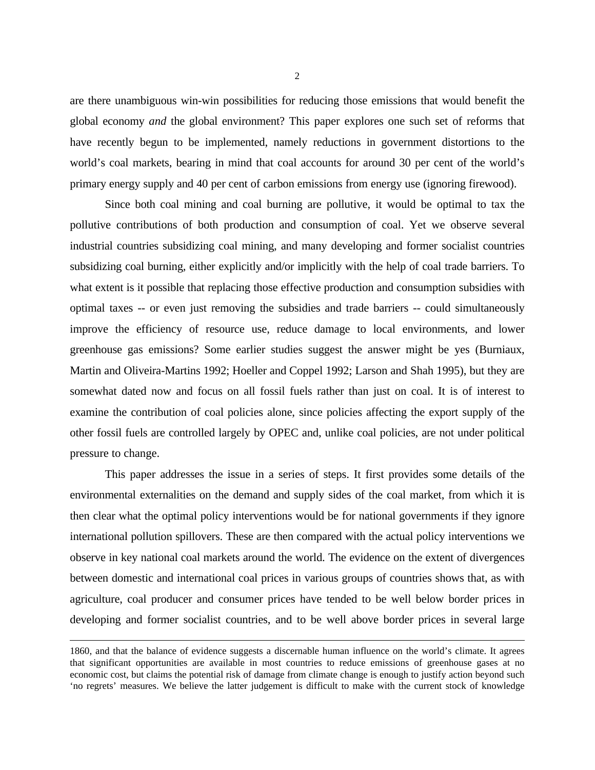are there unambiguous win-win possibilities for reducing those emissions that would benefit the global economy *and* the global environment? This paper explores one such set of reforms that have recently begun to be implemented, namely reductions in government distortions to the world's coal markets, bearing in mind that coal accounts for around 30 per cent of the world's primary energy supply and 40 per cent of carbon emissions from energy use (ignoring firewood).

Since both coal mining and coal burning are pollutive, it would be optimal to tax the pollutive contributions of both production and consumption of coal. Yet we observe several industrial countries subsidizing coal mining, and many developing and former socialist countries subsidizing coal burning, either explicitly and/or implicitly with the help of coal trade barriers. To what extent is it possible that replacing those effective production and consumption subsidies with optimal taxes -- or even just removing the subsidies and trade barriers -- could simultaneously improve the efficiency of resource use, reduce damage to local environments, and lower greenhouse gas emissions? Some earlier studies suggest the answer might be yes (Burniaux, Martin and Oliveira-Martins 1992; Hoeller and Coppel 1992; Larson and Shah 1995), but they are somewhat dated now and focus on all fossil fuels rather than just on coal. It is of interest to examine the contribution of coal policies alone, since policies affecting the export supply of the other fossil fuels are controlled largely by OPEC and, unlike coal policies, are not under political pressure to change.

This paper addresses the issue in a series of steps. It first provides some details of the environmental externalities on the demand and supply sides of the coal market, from which it is then clear what the optimal policy interventions would be for national governments if they ignore international pollution spillovers. These are then compared with the actual policy interventions we observe in key national coal markets around the world. The evidence on the extent of divergences between domestic and international coal prices in various groups of countries shows that, as with agriculture, coal producer and consumer prices have tended to be well below border prices in developing and former socialist countries, and to be well above border prices in several large

1860, and that the balance of evidence suggests a discernable human influence on the world's climate. It agrees that significant opportunities are available in most countries to reduce emissions of greenhouse gases at no economic cost, but claims the potential risk of damage from climate change is enough to justify action beyond such 'no regrets' measures. We believe the latter judgement is difficult to make with the current stock of knowledge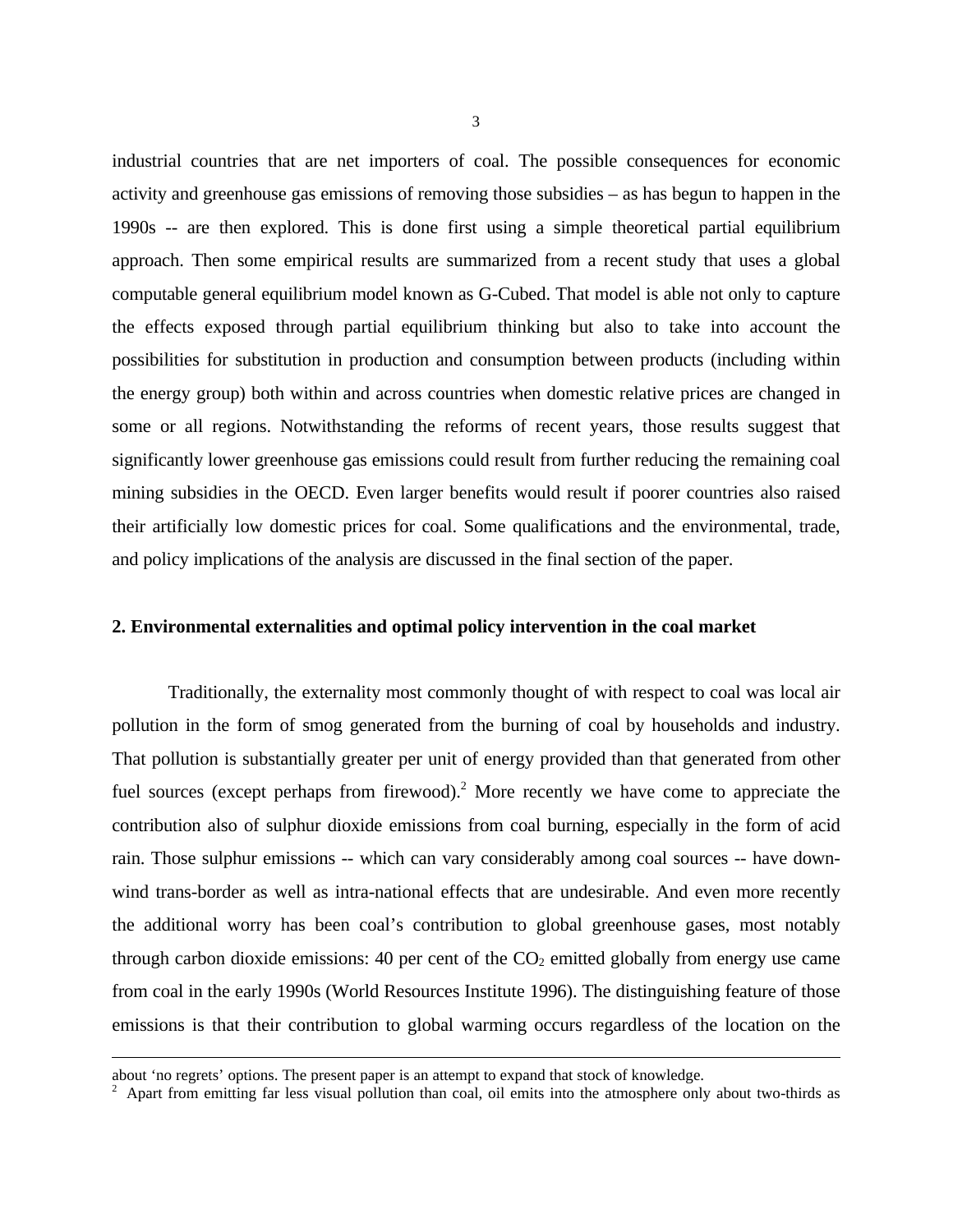industrial countries that are net importers of coal. The possible consequences for economic activity and greenhouse gas emissions of removing those subsidies – as has begun to happen in the 1990s -- are then explored. This is done first using a simple theoretical partial equilibrium approach. Then some empirical results are summarized from a recent study that uses a global computable general equilibrium model known as G-Cubed. That model is able not only to capture the effects exposed through partial equilibrium thinking but also to take into account the possibilities for substitution in production and consumption between products (including within the energy group) both within and across countries when domestic relative prices are changed in some or all regions. Notwithstanding the reforms of recent years, those results suggest that significantly lower greenhouse gas emissions could result from further reducing the remaining coal mining subsidies in the OECD. Even larger benefits would result if poorer countries also raised their artificially low domestic prices for coal. Some qualifications and the environmental, trade, and policy implications of the analysis are discussed in the final section of the paper.

## 2. Environmental externalities and optimal policy intervention in the coal market

Traditionally, the externality most commonly thought of with respect to coal was local air pollution in the form of smog generated from the burning of coal by households and industry. That pollution is substantially greater per unit of energy provided than that generated from other fuel sources (except perhaps from firewood).[2] More recently we have come to appreciate the contribution also of sulphur dioxide emissions from coal burning, especially in the form of acid rain. Those sulphur emissions -- which can vary considerably among coal sources -- have down-wind trans-border as well as intra-national effects that are undesirable. And even more recently the additional worry has been coal's contribution to global greenhouse gases, most notably through carbon dioxide emissions: 40 per cent of the $CO_2$ emitted globally from energy use came from coal in the early 1990s (World Resources Institute 1996). The distinguishing feature of those emissions is that their contribution to global warming occurs regardless of the location on the

---

about 'no regrets' options. The present paper is an attempt to expand that stock of knowledge.

[2] Apart from emitting far less visual pollution than coal, oil emits into the atmosphere only about two-thirds as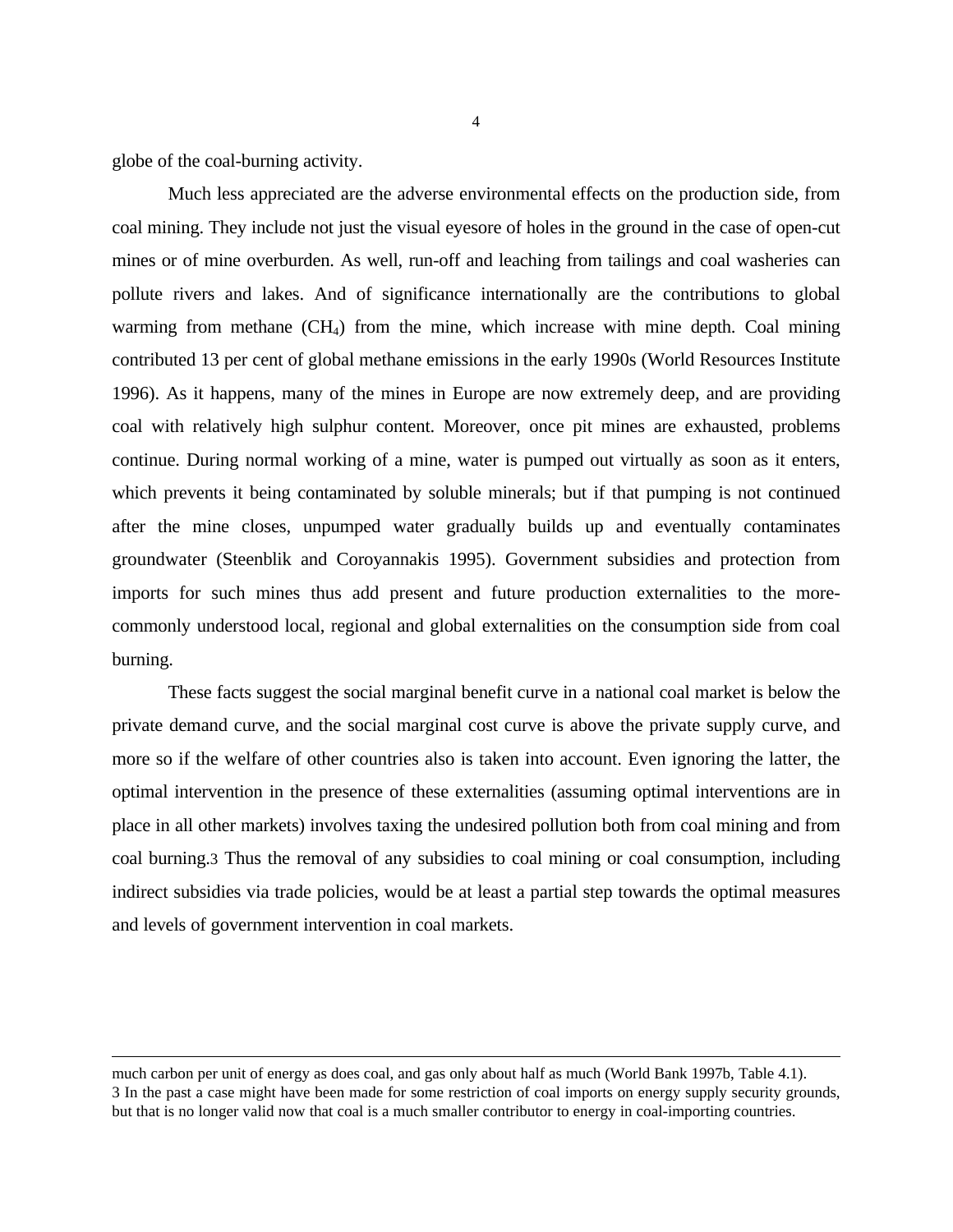globe of the coal-burning activity.

Much less appreciated are the adverse environmental effects on the production side, from coal mining. They include not just the visual eyesore of holes in the ground in the case of open-cut mines or of mine overburden. As well, run-off and leaching from tailings and coal washeries can pollute rivers and lakes. And of significance internationally are the contributions to global warming from methane ($CH_4$) from the mine, which increase with mine depth. Coal mining contributed 13 per cent of global methane emissions in the early 1990s (World Resources Institute 1996). As it happens, many of the mines in Europe are now extremely deep, and are providing coal with relatively high sulphur content. Moreover, once pit mines are exhausted, problems continue. During normal working of a mine, water is pumped out virtually as soon as it enters, which prevents it being contaminated by soluble minerals; but if that pumping is not continued after the mine closes, unpumped water gradually builds up and eventually contaminates groundwater (Steenblik and Coroyannakis 1995). Government subsidies and protection from imports for such mines thus add present and future production externalities to the more-commonly understood local, regional and global externalities on the consumption side from coal burning.

These facts suggest the social marginal benefit curve in a national coal market is below the private demand curve, and the social marginal cost curve is above the private supply curve, and more so if the welfare of other countries also is taken into account. Even ignoring the latter, the optimal intervention in the presence of these externalities (assuming optimal interventions are in place in all other markets) involves taxing the undesired pollution both from coal mining and from coal burning.[3] Thus the removal of any subsidies to coal mining or coal consumption, including indirect subsidies via trade policies, would be at least a partial step towards the optimal measures and levels of government intervention in coal markets.

---

much carbon per unit of energy as does coal, and gas only about half as much (World Bank 1997b, Table 4.1).

3 In the past a case might have been made for some restriction of coal imports on energy supply security grounds, but that is no longer valid now that coal is a much smaller contributor to energy in coal-importing countries.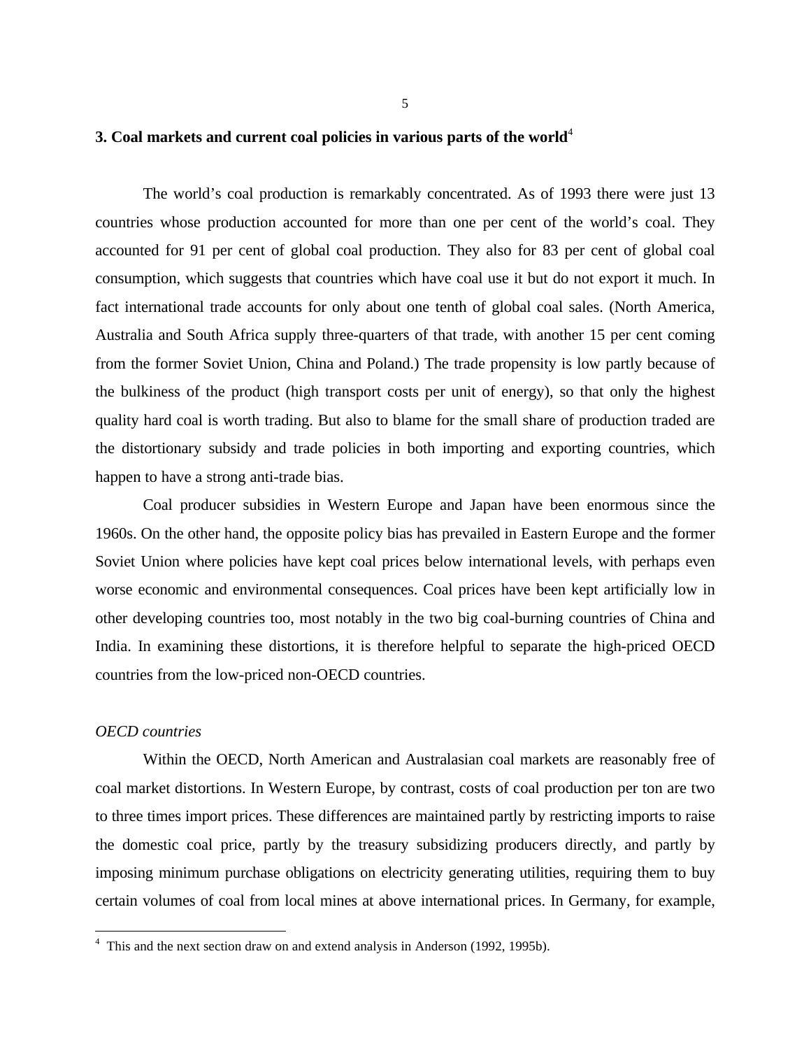## 3. Coal markets and current coal policies in various parts of the world[4]

The world's coal production is remarkably concentrated. As of 1993 there were just 13 countries whose production accounted for more than one per cent of the world's coal. They accounted for 91 per cent of global coal production. They also for 83 per cent of global coal consumption, which suggests that countries which have coal use it but do not export it much. In fact international trade accounts for only about one tenth of global coal sales. (North America, Australia and South Africa supply three-quarters of that trade, with another 15 per cent coming from the former Soviet Union, China and Poland.) The trade propensity is low partly because of the bulkiness of the product (high transport costs per unit of energy), so that only the highest quality hard coal is worth trading. But also to blame for the small share of production traded are the distortionary subsidy and trade policies in both importing and exporting countries, which happen to have a strong anti-trade bias.

Coal producer subsidies in Western Europe and Japan have been enormous since the 1960s. On the other hand, the opposite policy bias has prevailed in Eastern Europe and the former Soviet Union where policies have kept coal prices below international levels, with perhaps even worse economic and environmental consequences. Coal prices have been kept artificially low in other developing countries too, most notably in the two big coal-burning countries of China and India. In examining these distortions, it is therefore helpful to separate the high-priced OECD countries from the low-priced non-OECD countries.

*OECD countries*

Within the OECD, North American and Australasian coal markets are reasonably free of coal market distortions. In Western Europe, by contrast, costs of coal production per ton are two to three times import prices. These differences are maintained partly by restricting imports to raise the domestic coal price, partly by the treasury subsidizing producers directly, and partly by imposing minimum purchase obligations on electricity generating utilities, requiring them to buy certain volumes of coal from local mines at above international prices. In Germany, for example,

[4] This and the next section draw on and extend analysis in Anderson (1992, 1995b).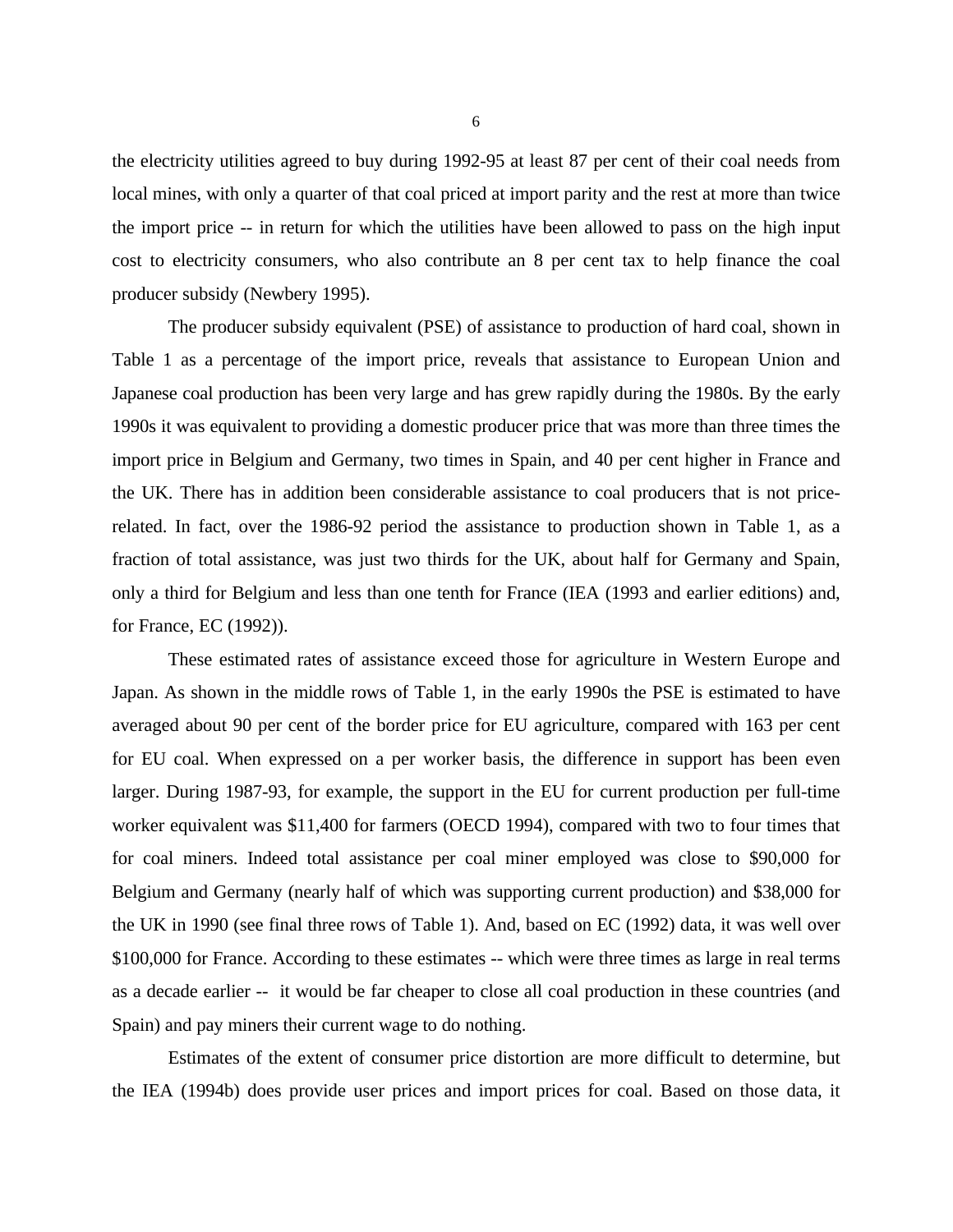the electricity utilities agreed to buy during 1992-95 at least 87 per cent of their coal needs from local mines, with only a quarter of that coal priced at import parity and the rest at more than twice the import price -- in return for which the utilities have been allowed to pass on the high input cost to electricity consumers, who also contribute an 8 per cent tax to help finance the coal producer subsidy (Newbery 1995).

The producer subsidy equivalent (PSE) of assistance to production of hard coal, shown in Table 1 as a percentage of the import price, reveals that assistance to European Union and Japanese coal production has been very large and has grew rapidly during the 1980s. By the early 1990s it was equivalent to providing a domestic producer price that was more than three times the import price in Belgium and Germany, two times in Spain, and 40 per cent higher in France and the UK. There has in addition been considerable assistance to coal producers that is not price-related. In fact, over the 1986-92 period the assistance to production shown in Table 1, as a fraction of total assistance, was just two thirds for the UK, about half for Germany and Spain, only a third for Belgium and less than one tenth for France (IEA (1993 and earlier editions) and, for France, EC (1992)).

These estimated rates of assistance exceed those for agriculture in Western Europe and Japan. As shown in the middle rows of Table 1, in the early 1990s the PSE is estimated to have averaged about 90 per cent of the border price for EU agriculture, compared with 163 per cent for EU coal. When expressed on a per worker basis, the difference in support has been even larger. During 1987-93, for example, the support in the EU for current production per full-time worker equivalent was $11,400 for farmers (OECD 1994), compared with two to four times that for coal miners. Indeed total assistance per coal miner employed was close to $90,000 for Belgium and Germany (nearly half of which was supporting current production) and $38,000 for the UK in 1990 (see final three rows of Table 1). And, based on EC (1992) data, it was well over $100,000 for France. According to these estimates -- which were three times as large in real terms as a decade earlier -- it would be far cheaper to close all coal production in these countries (and Spain) and pay miners their current wage to do nothing.

Estimates of the extent of consumer price distortion are more difficult to determine, but the IEA (1994b) does provide user prices and import prices for coal. Based on those data, it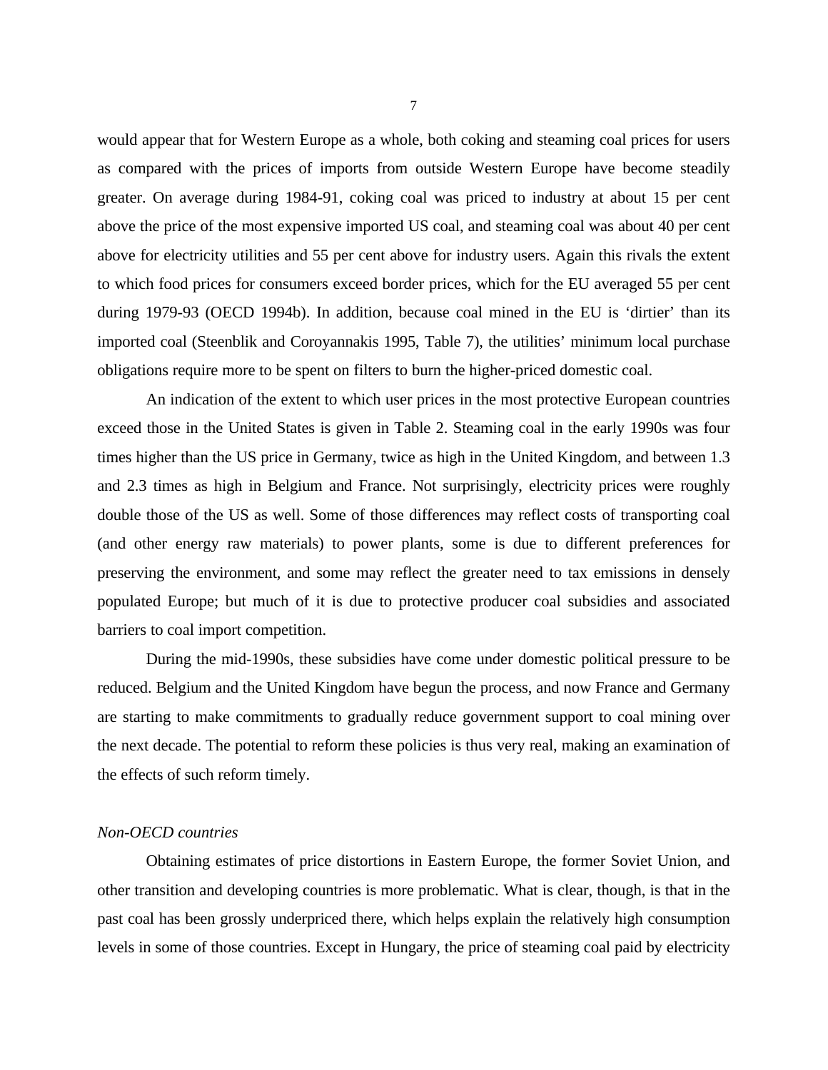would appear that for Western Europe as a whole, both coking and steaming coal prices for users as compared with the prices of imports from outside Western Europe have become steadily greater. On average during 1984-91, coking coal was priced to industry at about 15 per cent above the price of the most expensive imported US coal, and steaming coal was about 40 per cent above for electricity utilities and 55 per cent above for industry users. Again this rivals the extent to which food prices for consumers exceed border prices, which for the EU averaged 55 per cent during 1979-93 (OECD 1994b). In addition, because coal mined in the EU is 'dirtier' than its imported coal (Steenblik and Coroyannakis 1995, Table 7), the utilities' minimum local purchase obligations require more to be spent on filters to burn the higher-priced domestic coal.

An indication of the extent to which user prices in the most protective European countries exceed those in the United States is given in Table 2. Steaming coal in the early 1990s was four times higher than the US price in Germany, twice as high in the United Kingdom, and between 1.3 and 2.3 times as high in Belgium and France. Not surprisingly, electricity prices were roughly double those of the US as well. Some of those differences may reflect costs of transporting coal (and other energy raw materials) to power plants, some is due to different preferences for preserving the environment, and some may reflect the greater need to tax emissions in densely populated Europe; but much of it is due to protective producer coal subsidies and associated barriers to coal import competition.

During the mid-1990s, these subsidies have come under domestic political pressure to be reduced. Belgium and the United Kingdom have begun the process, and now France and Germany are starting to make commitments to gradually reduce government support to coal mining over the next decade. The potential to reform these policies is thus very real, making an examination of the effects of such reform timely.

*Non-OECD countries*

Obtaining estimates of price distortions in Eastern Europe, the former Soviet Union, and other transition and developing countries is more problematic. What is clear, though, is that in the past coal has been grossly underpriced there, which helps explain the relatively high consumption levels in some of those countries. Except in Hungary, the price of steaming coal paid by electricity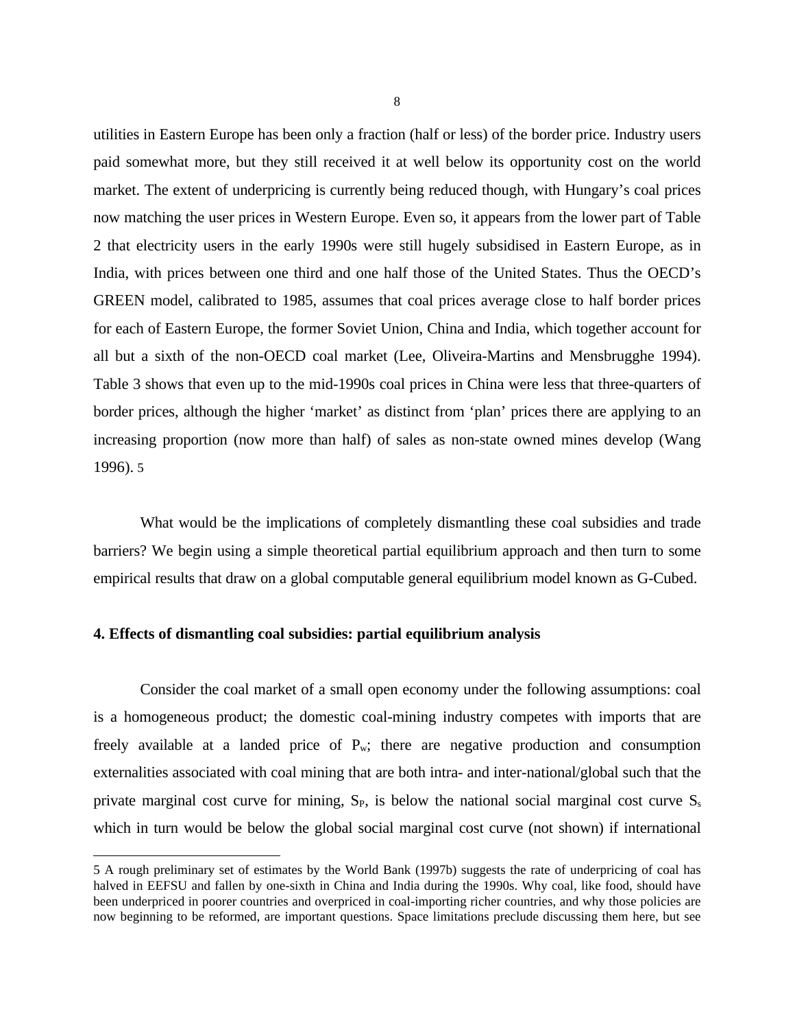utilities in Eastern Europe has been only a fraction (half or less) of the border price. Industry users paid somewhat more, but they still received it at well below its opportunity cost on the world market. The extent of underpricing is currently being reduced though, with Hungary's coal prices now matching the user prices in Western Europe. Even so, it appears from the lower part of Table 2 that electricity users in the early 1990s were still hugely subsidised in Eastern Europe, as in India, with prices between one third and one half those of the United States. Thus the OECD's GREEN model, calibrated to 1985, assumes that coal prices average close to half border prices for each of Eastern Europe, the former Soviet Union, China and India, which together account for all but a sixth of the non-OECD coal market (Lee, Oliveira-Martins and Mensbrugghe 1994). Table 3 shows that even up to the mid-1990s coal prices in China were less that three-quarters of border prices, although the higher 'market' as distinct from 'plan' prices there are applying to an increasing proportion (now more than half) of sales as non-state owned mines develop (Wang 1996). [5]

What would be the implications of completely dismantling these coal subsidies and trade barriers? We begin using a simple theoretical partial equilibrium approach and then turn to some empirical results that draw on a global computable general equilibrium model known as G-Cubed.

## 4. Effects of dismantling coal subsidies: partial equilibrium analysis

Consider the coal market of a small open economy under the following assumptions: coal is a homogeneous product; the domestic coal-mining industry competes with imports that are freely available at a landed price of $P_w$; there are negative production and consumption externalities associated with coal mining that are both intra- and inter-national/global such that the private marginal cost curve for mining, $S_P$, is below the national social marginal cost curve $S_s$ which in turn would be below the global social marginal cost curve (not shown) if international

---

5 A rough preliminary set of estimates by the World Bank (1997b) suggests the rate of underpricing of coal has halved in EEFSU and fallen by one-sixth in China and India during the 1990s. Why coal, like food, should have been underpriced in poorer countries and overpriced in coal-importing richer countries, and why those policies are now beginning to be reformed, are important questions. Space limitations preclude discussing them here, but see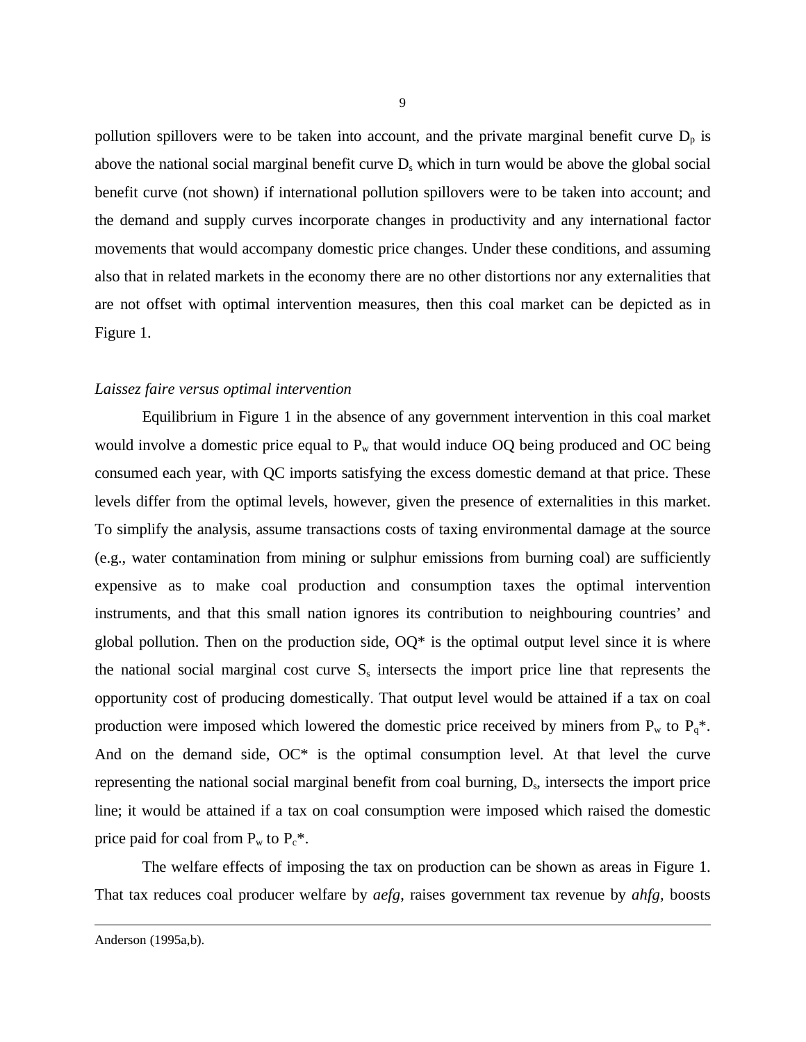pollution spillovers were to be taken into account, and the private marginal benefit curve $D_p$ is above the national social marginal benefit curve $D_s$ which in turn would be above the global social benefit curve (not shown) if international pollution spillovers were to be taken into account; and the demand and supply curves incorporate changes in productivity and any international factor movements that would accompany domestic price changes. Under these conditions, and assuming also that in related markets in the economy there are no other distortions nor any externalities that are not offset with optimal intervention measures, then this coal market can be depicted as in Figure 1.

*Laissez faire versus optimal intervention*

Equilibrium in Figure 1 in the absence of any government intervention in this coal market would involve a domestic price equal to $P_w$ that would induce OQ being produced and OC being consumed each year, with QC imports satisfying the excess domestic demand at that price. These levels differ from the optimal levels, however, given the presence of externalities in this market. To simplify the analysis, assume transactions costs of taxing environmental damage at the source (e.g., water contamination from mining or sulphur emissions from burning coal) are sufficiently expensive as to make coal production and consumption taxes the optimal intervention instruments, and that this small nation ignores its contribution to neighbouring countries' and global pollution. Then on the production side, OQ* is the optimal output level since it is where the national social marginal cost curve $S_s$ intersects the import price line that represents the opportunity cost of producing domestically. That output level would be attained if a tax on coal production were imposed which lowered the domestic price received by miners from $P_w$ to $P_q$*. And on the demand side, OC* is the optimal consumption level. At that level the curve representing the national social marginal benefit from coal burning, $D_s$, intersects the import price line; it would be attained if a tax on coal consumption were imposed which raised the domestic price paid for coal from $P_w$ to $P_c$*.

The welfare effects of imposing the tax on production can be shown as areas in Figure 1. That tax reduces coal producer welfare by *aefg*, raises government tax revenue by *ahfg*, boosts

Anderson (1995a,b).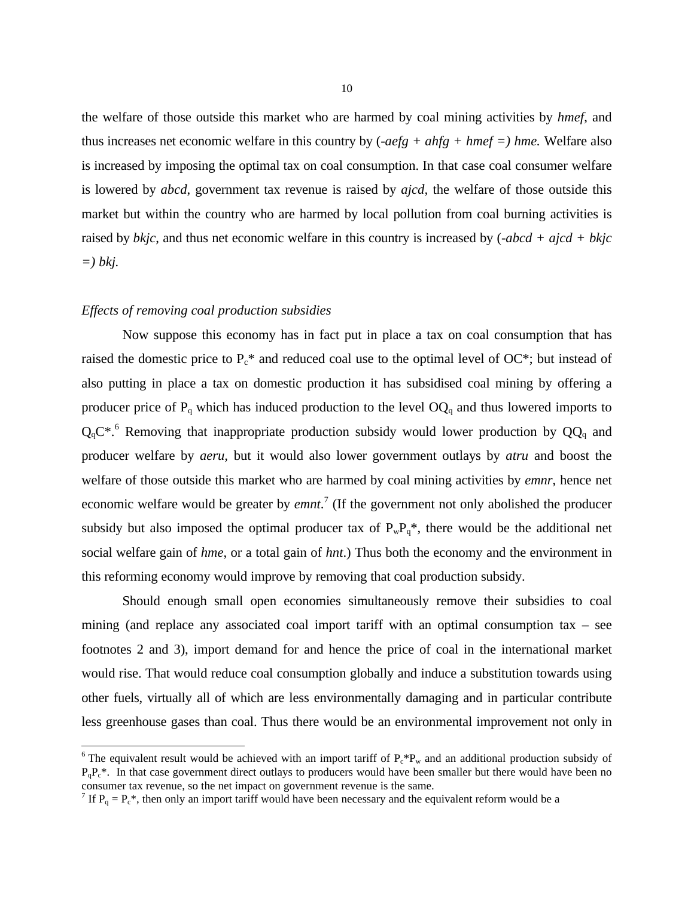the welfare of those outside this market who are harmed by coal mining activities by *hmef*, and thus increases net economic welfare in this country by (*-aefg + ahfg + hmef =) hme.* Welfare also is increased by imposing the optimal tax on coal consumption. In that case coal consumer welfare is lowered by *abcd*, government tax revenue is raised by *ajcd*, the welfare of those outside this market but within the country who are harmed by local pollution from coal burning activities is raised by *bkjc*, and thus net economic welfare in this country is increased by (*-abcd + ajcd + bkjc =) bkj*.

*Effects of removing coal production subsidies*

Now suppose this economy has in fact put in place a tax on coal consumption that has raised the domestic price to $P_c$\* and reduced coal use to the optimal level of OC\*; but instead of also putting in place a tax on domestic production it has subsidised coal mining by offering a producer price of $P_q$ which has induced production to the level $OQ_q$ and thus lowered imports to $Q_qC$\*.[6] Removing that inappropriate production subsidy would lower production by $QQ_q$ and producer welfare by *aeru*, but it would also lower government outlays by *atru* and boost the welfare of those outside this market who are harmed by coal mining activities by *emnr*, hence net economic welfare would be greater by *emnt*.[7] (If the government not only abolished the producer subsidy but also imposed the optimal producer tax of $P_wP_q$\*, there would be the additional net social welfare gain of *hme*, or a total gain of *hnt*.) Thus both the economy and the environment in this reforming economy would improve by removing that coal production subsidy.

Should enough small open economies simultaneously remove their subsidies to coal mining (and replace any associated coal import tariff with an optimal consumption tax – see footnotes 2 and 3), import demand for and hence the price of coal in the international market would rise. That would reduce coal consumption globally and induce a substitution towards using other fuels, virtually all of which are less environmentally damaging and in particular contribute less greenhouse gases than coal. Thus there would be an environmental improvement not only in

---

[6] The equivalent result would be achieved with an import tariff of $P_c$\*$P_w$ and an additional production subsidy of $P_qP_c$\*. In that case government direct outlays to producers would have been smaller but there would have been no consumer tax revenue, so the net impact on government revenue is the same.

[7] If $P_q = P_c$\*, then only an import tariff would have been necessary and the equivalent reform would be a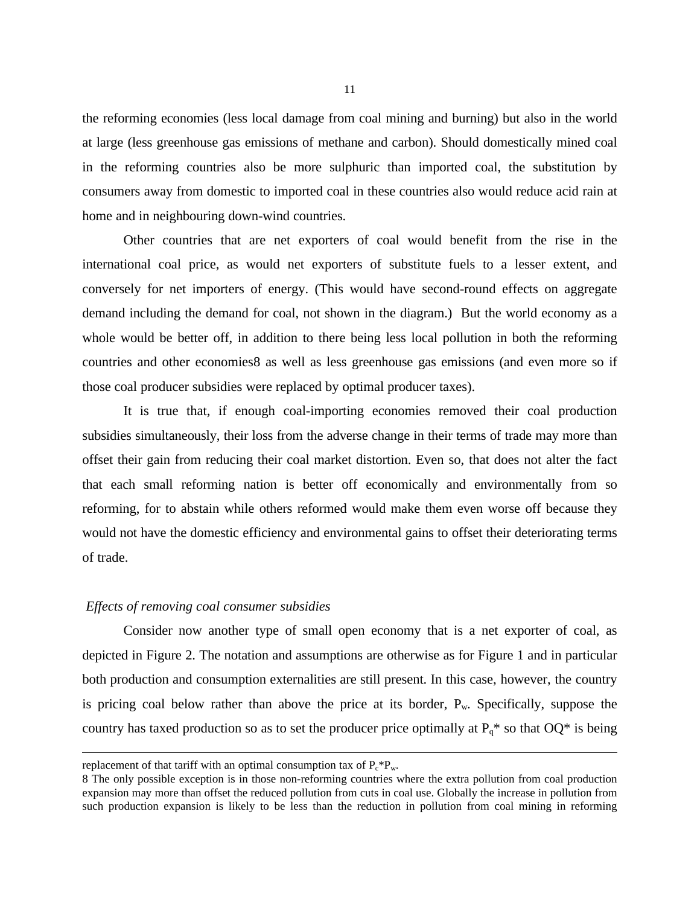the reforming economies (less local damage from coal mining and burning) but also in the world at large (less greenhouse gas emissions of methane and carbon). Should domestically mined coal in the reforming countries also be more sulphuric than imported coal, the substitution by consumers away from domestic to imported coal in these countries also would reduce acid rain at home and in neighbouring down-wind countries.

Other countries that are net exporters of coal would benefit from the rise in the international coal price, as would net exporters of substitute fuels to a lesser extent, and conversely for net importers of energy. (This would have second-round effects on aggregate demand including the demand for coal, not shown in the diagram.) But the world economy as a whole would be better off, in addition to there being less local pollution in both the reforming countries and other economies[8] as well as less greenhouse gas emissions (and even more so if those coal producer subsidies were replaced by optimal producer taxes).

It is true that, if enough coal-importing economies removed their coal production subsidies simultaneously, their loss from the adverse change in their terms of trade may more than offset their gain from reducing their coal market distortion. Even so, that does not alter the fact that each small reforming nation is better off economically and environmentally from so reforming, for to abstain while others reformed would make them even worse off because they would not have the domestic efficiency and environmental gains to offset their deteriorating terms of trade.

*Effects of removing coal consumer subsidies*

Consider now another type of small open economy that is a net exporter of coal, as depicted in Figure 2. The notation and assumptions are otherwise as for Figure 1 and in particular both production and consumption externalities are still present. In this case, however, the country is pricing coal below rather than above the price at its border, $P_w$. Specifically, suppose the country has taxed production so as to set the producer price optimally at $P_q$* so that OQ* is being

---

replacement of that tariff with an optimal consumption tax of $P_c$*$P_w$.

8 The only possible exception is in those non-reforming countries where the extra pollution from coal production expansion may more than offset the reduced pollution from cuts in coal use. Globally the increase in pollution from such production expansion is likely to be less than the reduction in pollution from coal mining in reforming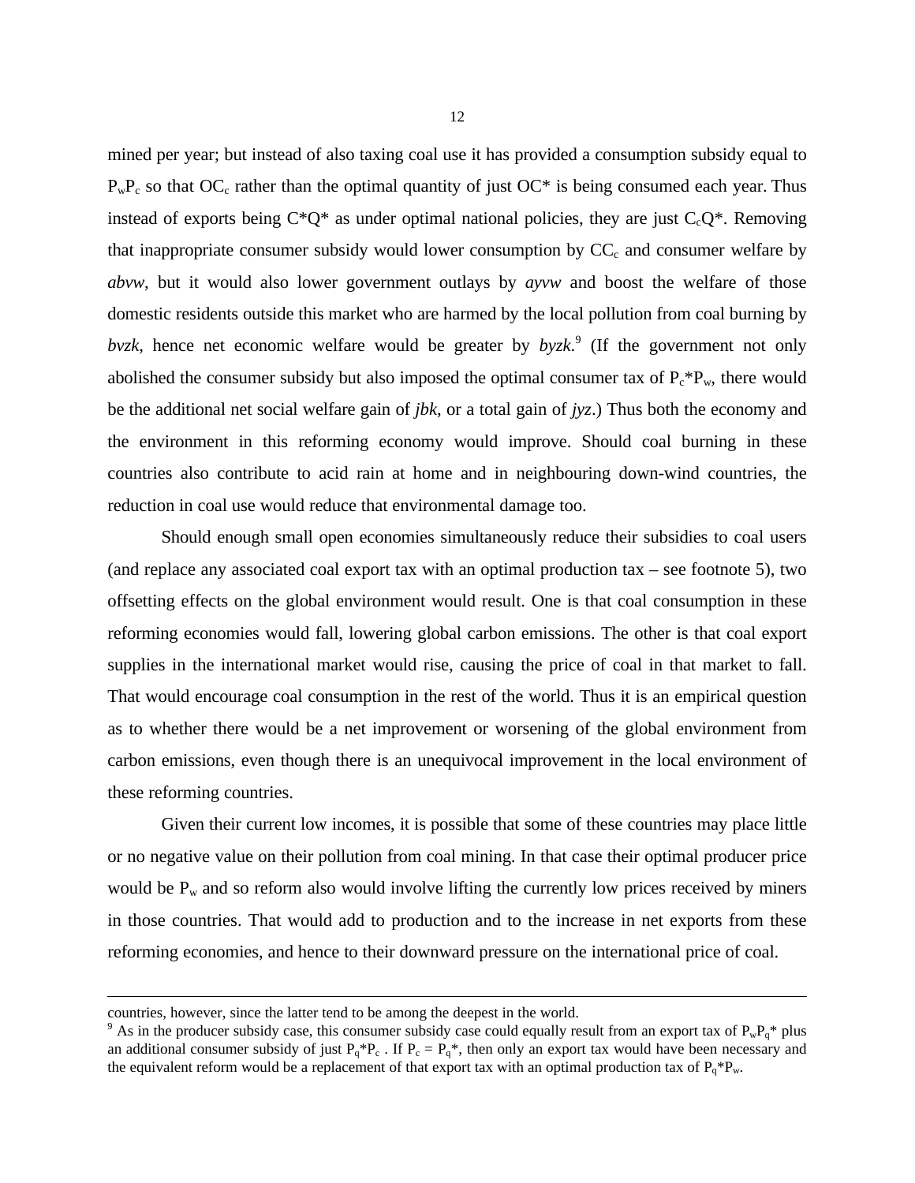mined per year; but instead of also taxing coal use it has provided a consumption subsidy equal to $P_wP_c$ so that $OC_c$ rather than the optimal quantity of just $OC^*$ is being consumed each year. Thus instead of exports being $C^*Q^*$ as under optimal national policies, they are just $C_cQ^*$. Removing that inappropriate consumer subsidy would lower consumption by $CC_c$ and consumer welfare by *abvw*, but it would also lower government outlays by *ayvw* and boost the welfare of those domestic residents outside this market who are harmed by the local pollution from coal burning by *bvzk*, hence net economic welfare would be greater by *byzk*.[9] (If the government not only abolished the consumer subsidy but also imposed the optimal consumer tax of $P_c^*P_w$, there would be the additional net social welfare gain of *jbk*, or a total gain of *jyz*.) Thus both the economy and the environment in this reforming economy would improve. Should coal burning in these countries also contribute to acid rain at home and in neighbouring down-wind countries, the reduction in coal use would reduce that environmental damage too.

Should enough small open economies simultaneously reduce their subsidies to coal users (and replace any associated coal export tax with an optimal production tax – see footnote 5), two offsetting effects on the global environment would result. One is that coal consumption in these reforming economies would fall, lowering global carbon emissions. The other is that coal export supplies in the international market would rise, causing the price of coal in that market to fall. That would encourage coal consumption in the rest of the world. Thus it is an empirical question as to whether there would be a net improvement or worsening of the global environment from carbon emissions, even though there is an unequivocal improvement in the local environment of these reforming countries.

Given their current low incomes, it is possible that some of these countries may place little or no negative value on their pollution from coal mining. In that case their optimal producer price would be $P_w$ and so reform also would involve lifting the currently low prices received by miners in those countries. That would add to production and to the increase in net exports from these reforming economies, and hence to their downward pressure on the international price of coal.

---

countries, however, since the latter tend to be among the deepest in the world.

[9] As in the producer subsidy case, this consumer subsidy case could equally result from an export tax of $P_wP_q^*$ plus an additional consumer subsidy of just $P_q^*P_c$. If $P_c = P_q^*$, then only an export tax would have been necessary and the equivalent reform would be a replacement of that export tax with an optimal production tax of $P_q^*P_w$.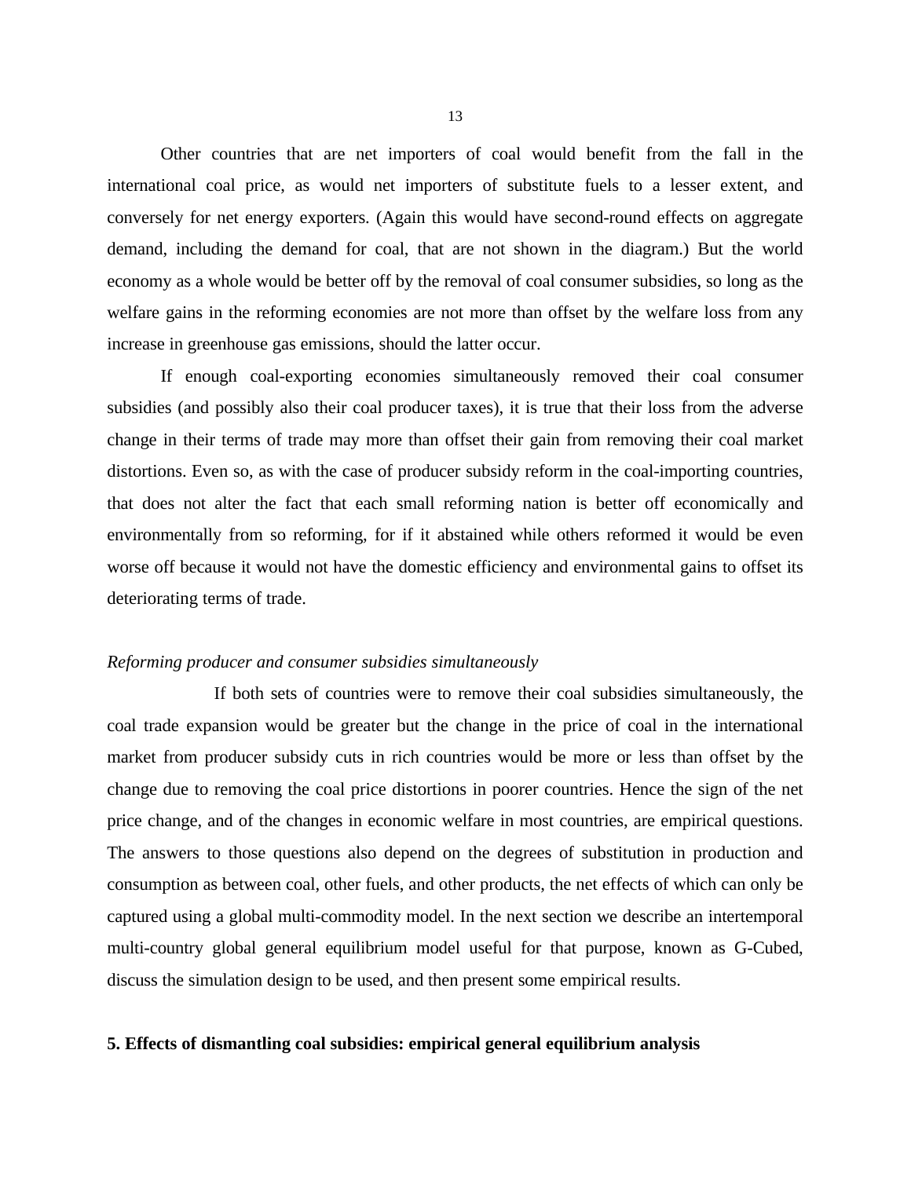Other countries that are net importers of coal would benefit from the fall in the international coal price, as would net importers of substitute fuels to a lesser extent, and conversely for net energy exporters. (Again this would have second-round effects on aggregate demand, including the demand for coal, that are not shown in the diagram.) But the world economy as a whole would be better off by the removal of coal consumer subsidies, so long as the welfare gains in the reforming economies are not more than offset by the welfare loss from any increase in greenhouse gas emissions, should the latter occur.

If enough coal-exporting economies simultaneously removed their coal consumer subsidies (and possibly also their coal producer taxes), it is true that their loss from the adverse change in their terms of trade may more than offset their gain from removing their coal market distortions. Even so, as with the case of producer subsidy reform in the coal-importing countries, that does not alter the fact that each small reforming nation is better off economically and environmentally from so reforming, for if it abstained while others reformed it would be even worse off because it would not have the domestic efficiency and environmental gains to offset its deteriorating terms of trade.

*Reforming producer and consumer subsidies simultaneously*

If both sets of countries were to remove their coal subsidies simultaneously, the coal trade expansion would be greater but the change in the price of coal in the international market from producer subsidy cuts in rich countries would be more or less than offset by the change due to removing the coal price distortions in poorer countries. Hence the sign of the net price change, and of the changes in economic welfare in most countries, are empirical questions. The answers to those questions also depend on the degrees of substitution in production and consumption as between coal, other fuels, and other products, the net effects of which can only be captured using a global multi-commodity model. In the next section we describe an intertemporal multi-country global general equilibrium model useful for that purpose, known as G-Cubed, discuss the simulation design to be used, and then present some empirical results.

## 5. Effects of dismantling coal subsidies: empirical general equilibrium analysis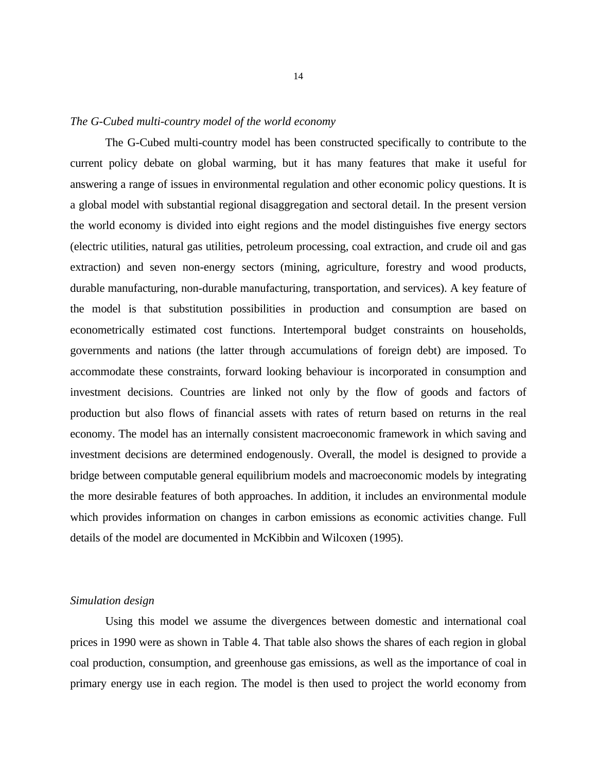*The G-Cubed multi-country model of the world economy*

The G-Cubed multi-country model has been constructed specifically to contribute to the current policy debate on global warming, but it has many features that make it useful for answering a range of issues in environmental regulation and other economic policy questions. It is a global model with substantial regional disaggregation and sectoral detail. In the present version the world economy is divided into eight regions and the model distinguishes five energy sectors (electric utilities, natural gas utilities, petroleum processing, coal extraction, and crude oil and gas extraction) and seven non-energy sectors (mining, agriculture, forestry and wood products, durable manufacturing, non-durable manufacturing, transportation, and services). A key feature of the model is that substitution possibilities in production and consumption are based on econometrically estimated cost functions. Intertemporal budget constraints on households, governments and nations (the latter through accumulations of foreign debt) are imposed. To accommodate these constraints, forward looking behaviour is incorporated in consumption and investment decisions. Countries are linked not only by the flow of goods and factors of production but also flows of financial assets with rates of return based on returns in the real economy. The model has an internally consistent macroeconomic framework in which saving and investment decisions are determined endogenously. Overall, the model is designed to provide a bridge between computable general equilibrium models and macroeconomic models by integrating the more desirable features of both approaches. In addition, it includes an environmental module which provides information on changes in carbon emissions as economic activities change. Full details of the model are documented in McKibbin and Wilcoxen (1995).

*Simulation design*

Using this model we assume the divergences between domestic and international coal prices in 1990 were as shown in Table 4. That table also shows the shares of each region in global coal production, consumption, and greenhouse gas emissions, as well as the importance of coal in primary energy use in each region. The model is then used to project the world economy from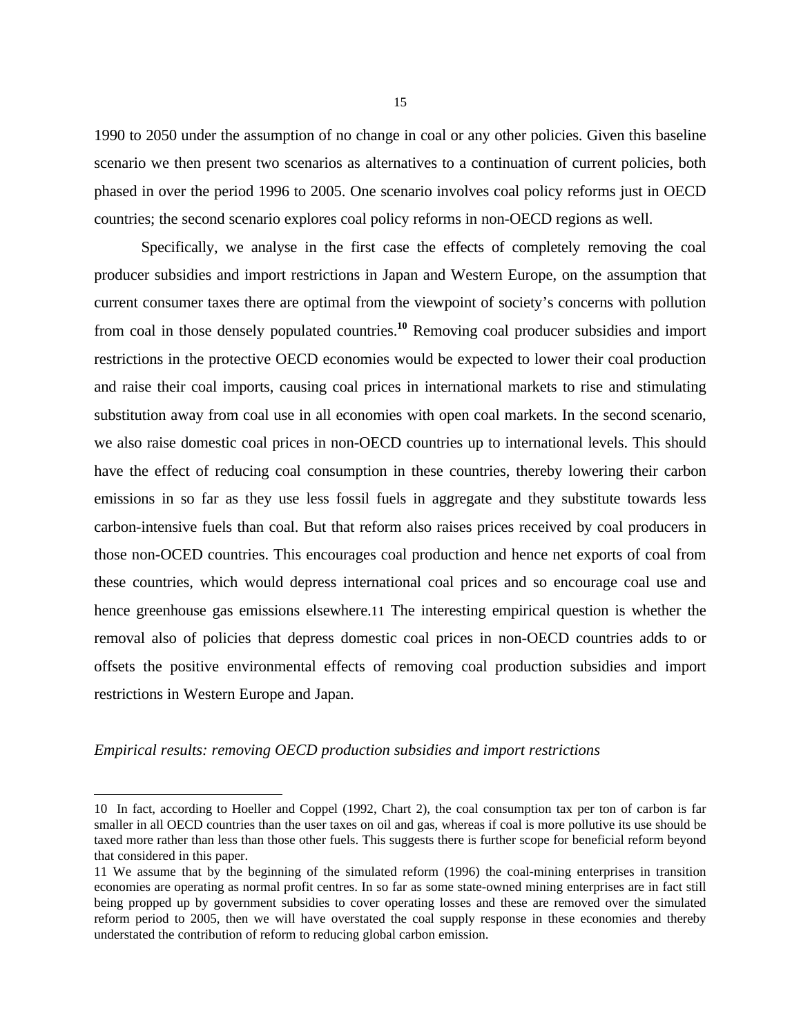1990 to 2050 under the assumption of no change in coal or any other policies. Given this baseline scenario we then present two scenarios as alternatives to a continuation of current policies, both phased in over the period 1996 to 2005. One scenario involves coal policy reforms just in OECD countries; the second scenario explores coal policy reforms in non-OECD regions as well.

Specifically, we analyse in the first case the effects of completely removing the coal producer subsidies and import restrictions in Japan and Western Europe, on the assumption that current consumer taxes there are optimal from the viewpoint of society's concerns with pollution from coal in those densely populated countries.[10] Removing coal producer subsidies and import restrictions in the protective OECD economies would be expected to lower their coal production and raise their coal imports, causing coal prices in international markets to rise and stimulating substitution away from coal use in all economies with open coal markets. In the second scenario, we also raise domestic coal prices in non-OECD countries up to international levels. This should have the effect of reducing coal consumption in these countries, thereby lowering their carbon emissions in so far as they use less fossil fuels in aggregate and they substitute towards less carbon-intensive fuels than coal. But that reform also raises prices received by coal producers in those non-OCED countries. This encourages coal production and hence net exports of coal from these countries, which would depress international coal prices and so encourage coal use and hence greenhouse gas emissions elsewhere.[11] The interesting empirical question is whether the removal also of policies that depress domestic coal prices in non-OECD countries adds to or offsets the positive environmental effects of removing coal production subsidies and import restrictions in Western Europe and Japan.

*Empirical results: removing OECD production subsidies and import restrictions*

---

10 In fact, according to Hoeller and Coppel (1992, Chart 2), the coal consumption tax per ton of carbon is far smaller in all OECD countries than the user taxes on oil and gas, whereas if coal is more pollutive its use should be taxed more rather than less than those other fuels. This suggests there is further scope for beneficial reform beyond that considered in this paper.

11 We assume that by the beginning of the simulated reform (1996) the coal-mining enterprises in transition economies are operating as normal profit centres. In so far as some state-owned mining enterprises are in fact still being propped up by government subsidies to cover operating losses and these are removed over the simulated reform period to 2005, then we will have overstated the coal supply response in these economies and thereby understated the contribution of reform to reducing global carbon emission.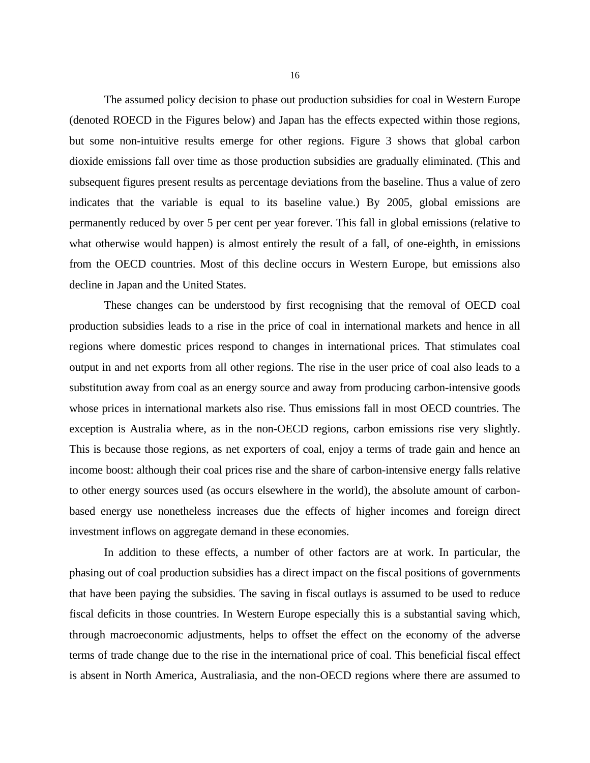The assumed policy decision to phase out production subsidies for coal in Western Europe (denoted ROECD in the Figures below) and Japan has the effects expected within those regions, but some non-intuitive results emerge for other regions. Figure 3 shows that global carbon dioxide emissions fall over time as those production subsidies are gradually eliminated. (This and subsequent figures present results as percentage deviations from the baseline. Thus a value of zero indicates that the variable is equal to its baseline value.) By 2005, global emissions are permanently reduced by over 5 per cent per year forever. This fall in global emissions (relative to what otherwise would happen) is almost entirely the result of a fall, of one-eighth, in emissions from the OECD countries. Most of this decline occurs in Western Europe, but emissions also decline in Japan and the United States.

These changes can be understood by first recognising that the removal of OECD coal production subsidies leads to a rise in the price of coal in international markets and hence in all regions where domestic prices respond to changes in international prices. That stimulates coal output in and net exports from all other regions. The rise in the user price of coal also leads to a substitution away from coal as an energy source and away from producing carbon-intensive goods whose prices in international markets also rise. Thus emissions fall in most OECD countries. The exception is Australia where, as in the non-OECD regions, carbon emissions rise very slightly. This is because those regions, as net exporters of coal, enjoy a terms of trade gain and hence an income boost: although their coal prices rise and the share of carbon-intensive energy falls relative to other energy sources used (as occurs elsewhere in the world), the absolute amount of carbon-based energy use nonetheless increases due the effects of higher incomes and foreign direct investment inflows on aggregate demand in these economies.

In addition to these effects, a number of other factors are at work. In particular, the phasing out of coal production subsidies has a direct impact on the fiscal positions of governments that have been paying the subsidies. The saving in fiscal outlays is assumed to be used to reduce fiscal deficits in those countries. In Western Europe especially this is a substantial saving which, through macroeconomic adjustments, helps to offset the effect on the economy of the adverse terms of trade change due to the rise in the international price of coal. This beneficial fiscal effect is absent in North America, Australiasia, and the non-OECD regions where there are assumed to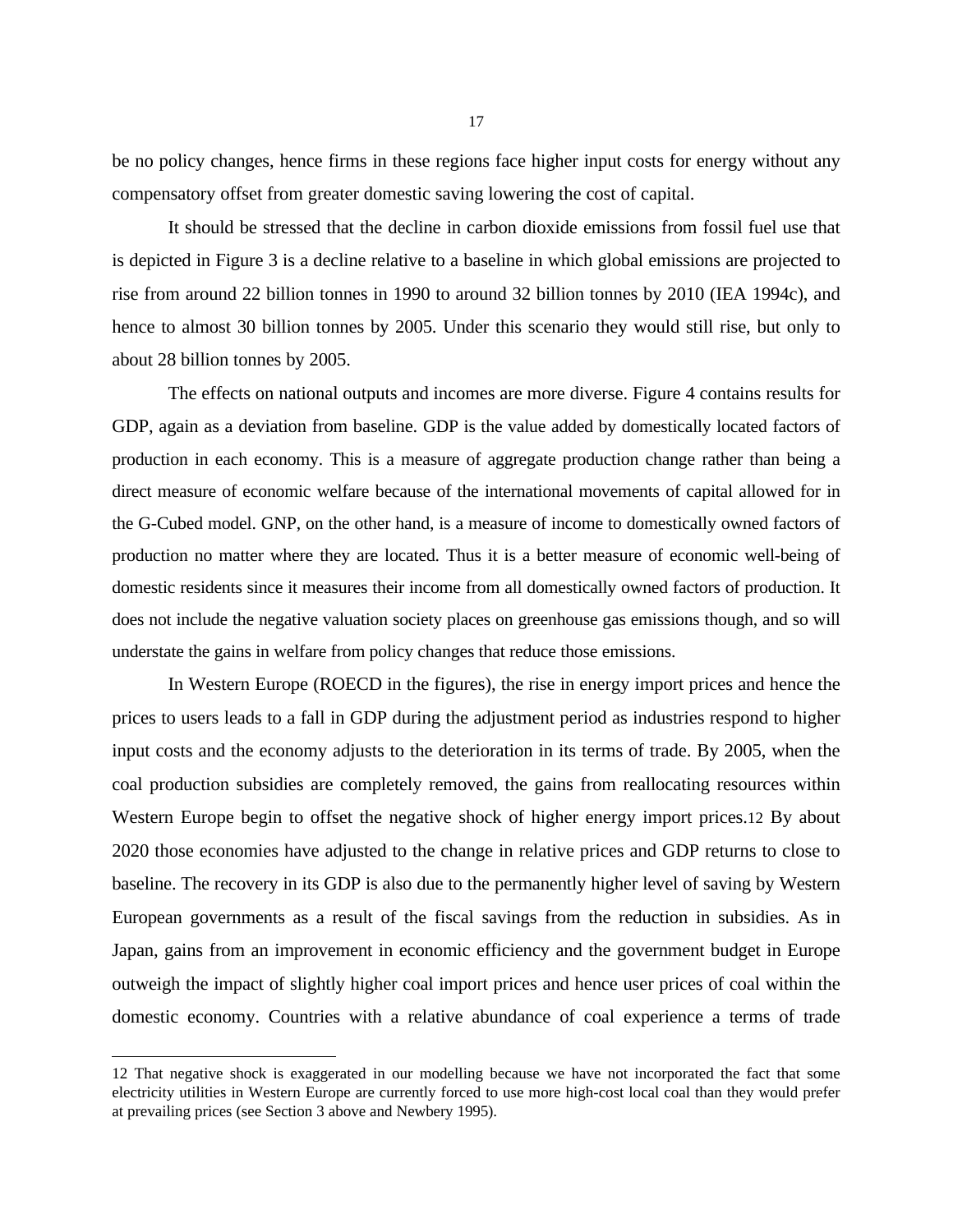be no policy changes, hence firms in these regions face higher input costs for energy without any compensatory offset from greater domestic saving lowering the cost of capital.

It should be stressed that the decline in carbon dioxide emissions from fossil fuel use that is depicted in Figure 3 is a decline relative to a baseline in which global emissions are projected to rise from around 22 billion tonnes in 1990 to around 32 billion tonnes by 2010 (IEA 1994c), and hence to almost 30 billion tonnes by 2005. Under this scenario they would still rise, but only to about 28 billion tonnes by 2005.

The effects on national outputs and incomes are more diverse. Figure 4 contains results for GDP, again as a deviation from baseline. GDP is the value added by domestically located factors of production in each economy. This is a measure of aggregate production change rather than being a direct measure of economic welfare because of the international movements of capital allowed for in the G-Cubed model. GNP, on the other hand, is a measure of income to domestically owned factors of production no matter where they are located. Thus it is a better measure of economic well-being of domestic residents since it measures their income from all domestically owned factors of production. It does not include the negative valuation society places on greenhouse gas emissions though, and so will understate the gains in welfare from policy changes that reduce those emissions.

In Western Europe (ROECD in the figures), the rise in energy import prices and hence the prices to users leads to a fall in GDP during the adjustment period as industries respond to higher input costs and the economy adjusts to the deterioration in its terms of trade. By 2005, when the coal production subsidies are completely removed, the gains from reallocating resources within Western Europe begin to offset the negative shock of higher energy import prices.[12] By about 2020 those economies have adjusted to the change in relative prices and GDP returns to close to baseline. The recovery in its GDP is also due to the permanently higher level of saving by Western European governments as a result of the fiscal savings from the reduction in subsidies. As in Japan, gains from an improvement in economic efficiency and the government budget in Europe outweigh the impact of slightly higher coal import prices and hence user prices of coal within the domestic economy. Countries with a relative abundance of coal experience a terms of trade

---

12 That negative shock is exaggerated in our modelling because we have not incorporated the fact that some electricity utilities in Western Europe are currently forced to use more high-cost local coal than they would prefer at prevailing prices (see Section 3 above and Newbery 1995).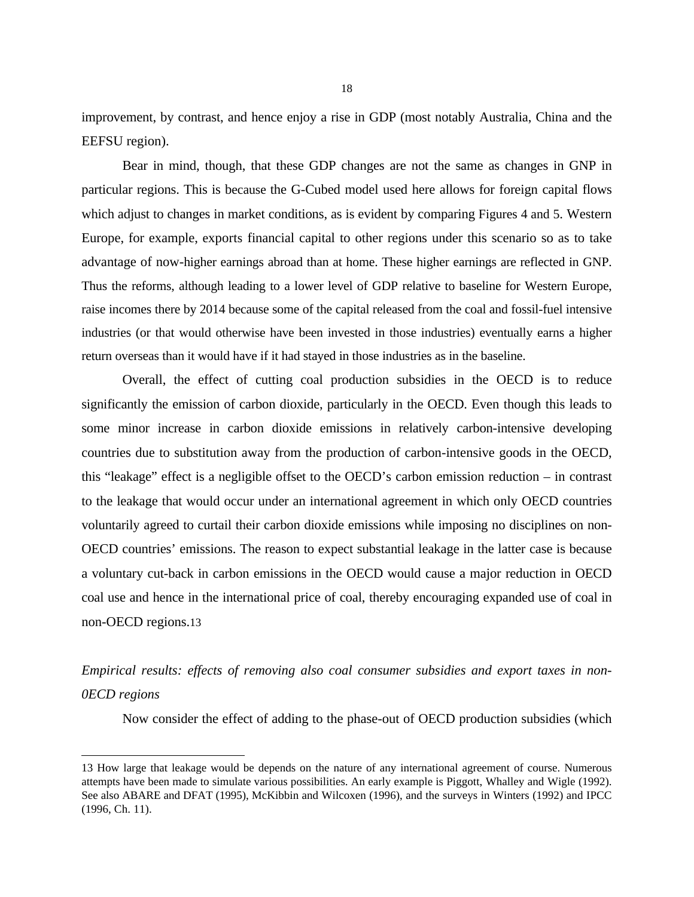improvement, by contrast, and hence enjoy a rise in GDP (most notably Australia, China and the EEFSU region).

Bear in mind, though, that these GDP changes are not the same as changes in GNP in particular regions. This is because the G-Cubed model used here allows for foreign capital flows which adjust to changes in market conditions, as is evident by comparing Figures 4 and 5. Western Europe, for example, exports financial capital to other regions under this scenario so as to take advantage of now-higher earnings abroad than at home. These higher earnings are reflected in GNP. Thus the reforms, although leading to a lower level of GDP relative to baseline for Western Europe, raise incomes there by 2014 because some of the capital released from the coal and fossil-fuel intensive industries (or that would otherwise have been invested in those industries) eventually earns a higher return overseas than it would have if it had stayed in those industries as in the baseline.

Overall, the effect of cutting coal production subsidies in the OECD is to reduce significantly the emission of carbon dioxide, particularly in the OECD. Even though this leads to some minor increase in carbon dioxide emissions in relatively carbon-intensive developing countries due to substitution away from the production of carbon-intensive goods in the OECD, this "leakage" effect is a negligible offset to the OECD's carbon emission reduction – in contrast to the leakage that would occur under an international agreement in which only OECD countries voluntarily agreed to curtail their carbon dioxide emissions while imposing no disciplines on non-OECD countries' emissions. The reason to expect substantial leakage in the latter case is because a voluntary cut-back in carbon emissions in the OECD would cause a major reduction in OECD coal use and hence in the international price of coal, thereby encouraging expanded use of coal in non-OECD regions.[13]

*Empirical results: effects of removing also coal consumer subsidies and export taxes in non-0ECD regions*

Now consider the effect of adding to the phase-out of OECD production subsidies (which

[13] How large that leakage would be depends on the nature of any international agreement of course. Numerous attempts have been made to simulate various possibilities. An early example is Piggott, Whalley and Wigle (1992). See also ABARE and DFAT (1995), McKibbin and Wilcoxen (1996), and the surveys in Winters (1992) and IPCC (1996, Ch. 11).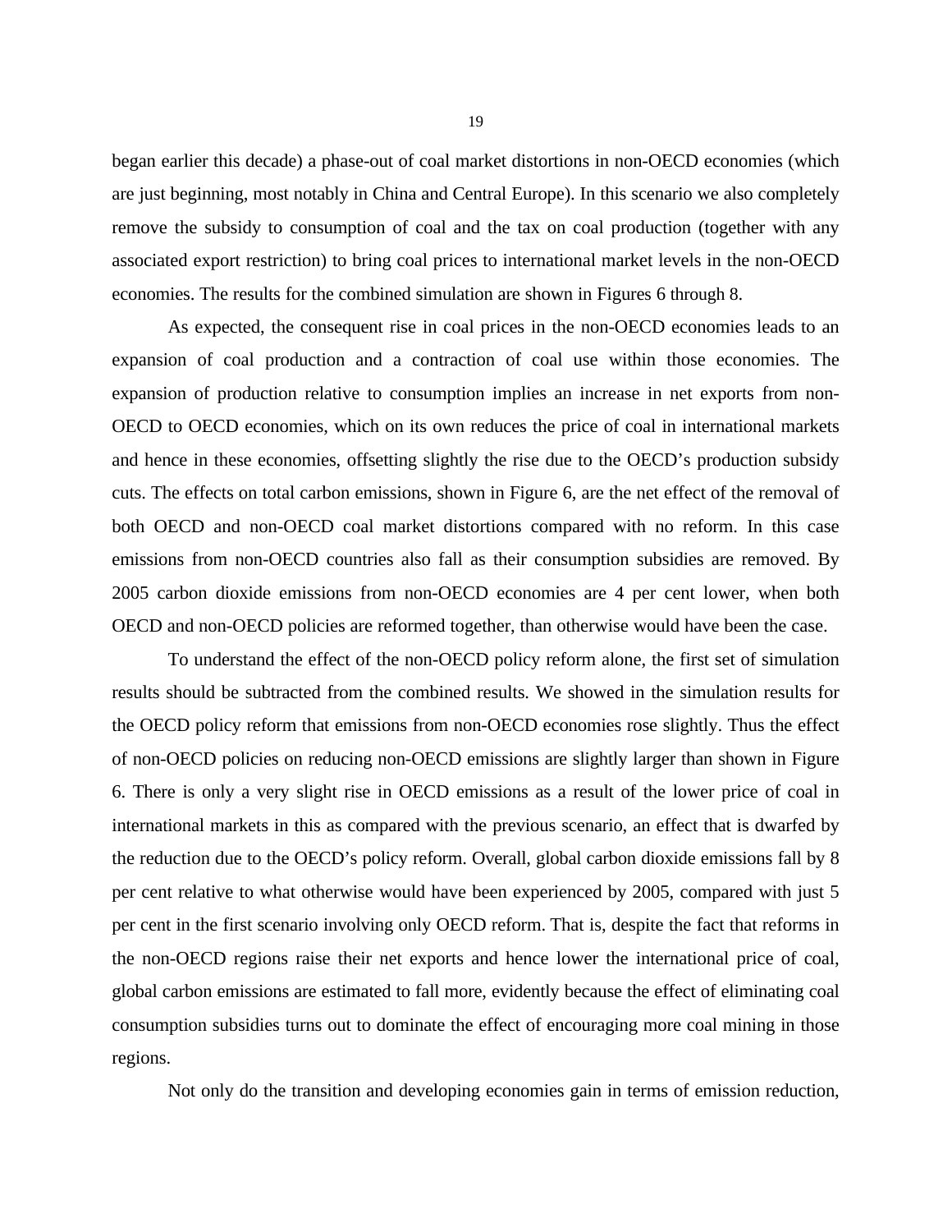began earlier this decade) a phase-out of coal market distortions in non-OECD economies (which are just beginning, most notably in China and Central Europe). In this scenario we also completely remove the subsidy to consumption of coal and the tax on coal production (together with any associated export restriction) to bring coal prices to international market levels in the non-OECD economies. The results for the combined simulation are shown in Figures 6 through 8.

As expected, the consequent rise in coal prices in the non-OECD economies leads to an expansion of coal production and a contraction of coal use within those economies. The expansion of production relative to consumption implies an increase in net exports from non-OECD to OECD economies, which on its own reduces the price of coal in international markets and hence in these economies, offsetting slightly the rise due to the OECD's production subsidy cuts. The effects on total carbon emissions, shown in Figure 6, are the net effect of the removal of both OECD and non-OECD coal market distortions compared with no reform. In this case emissions from non-OECD countries also fall as their consumption subsidies are removed. By 2005 carbon dioxide emissions from non-OECD economies are 4 per cent lower, when both OECD and non-OECD policies are reformed together, than otherwise would have been the case.

To understand the effect of the non-OECD policy reform alone, the first set of simulation results should be subtracted from the combined results. We showed in the simulation results for the OECD policy reform that emissions from non-OECD economies rose slightly. Thus the effect of non-OECD policies on reducing non-OECD emissions are slightly larger than shown in Figure 6. There is only a very slight rise in OECD emissions as a result of the lower price of coal in international markets in this as compared with the previous scenario, an effect that is dwarfed by the reduction due to the OECD's policy reform. Overall, global carbon dioxide emissions fall by 8 per cent relative to what otherwise would have been experienced by 2005, compared with just 5 per cent in the first scenario involving only OECD reform. That is, despite the fact that reforms in the non-OECD regions raise their net exports and hence lower the international price of coal, global carbon emissions are estimated to fall more, evidently because the effect of eliminating coal consumption subsidies turns out to dominate the effect of encouraging more coal mining in those regions.

Not only do the transition and developing economies gain in terms of emission reduction,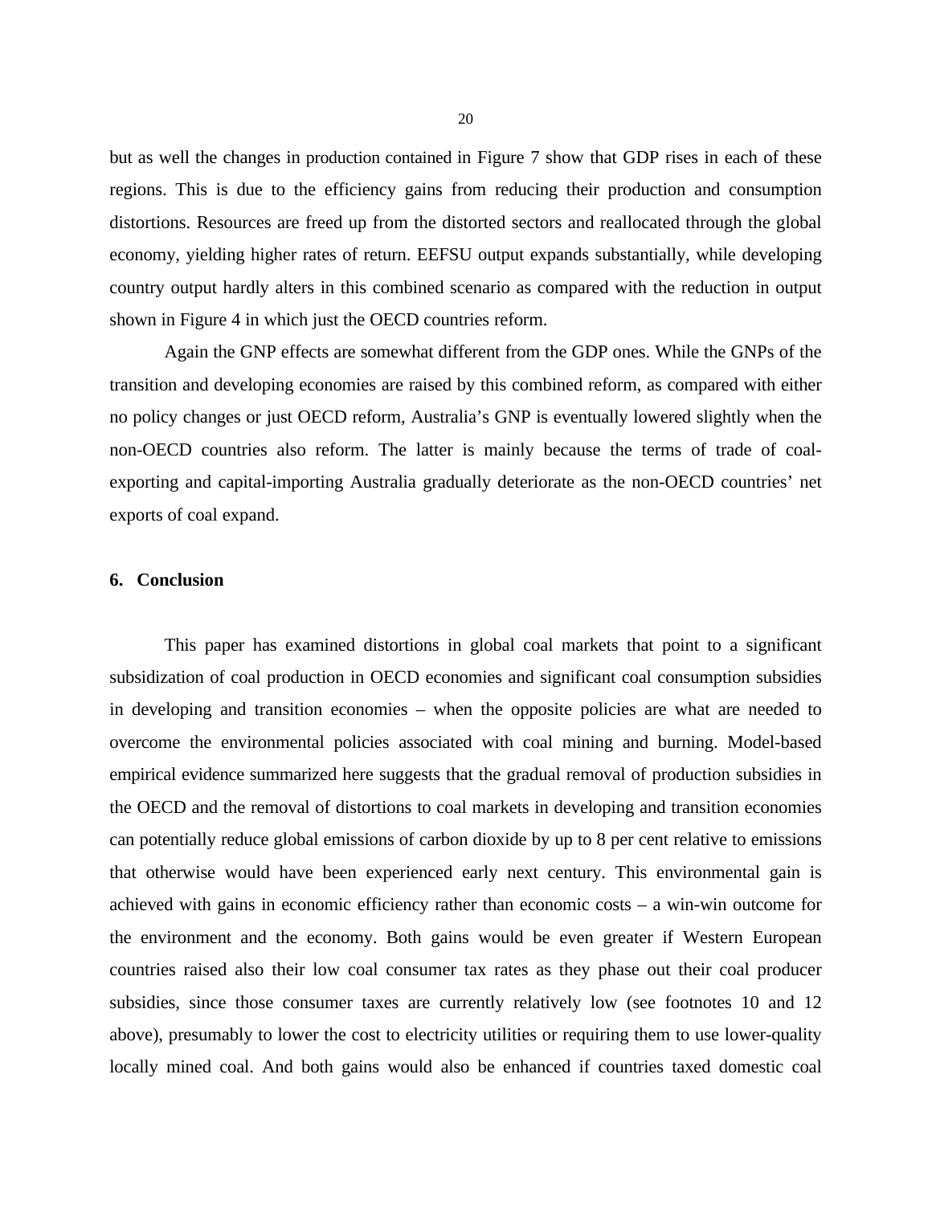but as well the changes in production contained in Figure 7 show that GDP rises in each of these regions. This is due to the efficiency gains from reducing their production and consumption distortions. Resources are freed up from the distorted sectors and reallocated through the global economy, yielding higher rates of return. EEFSU output expands substantially, while developing country output hardly alters in this combined scenario as compared with the reduction in output shown in Figure 4 in which just the OECD countries reform.

Again the GNP effects are somewhat different from the GDP ones. While the GNPs of the transition and developing economies are raised by this combined reform, as compared with either no policy changes or just OECD reform, Australia's GNP is eventually lowered slightly when the non-OECD countries also reform. The latter is mainly because the terms of trade of coal-exporting and capital-importing Australia gradually deteriorate as the non-OECD countries' net exports of coal expand.

## 6. Conclusion

This paper has examined distortions in global coal markets that point to a significant subsidization of coal production in OECD economies and significant coal consumption subsidies in developing and transition economies – when the opposite policies are what are needed to overcome the environmental policies associated with coal mining and burning. Model-based empirical evidence summarized here suggests that the gradual removal of production subsidies in the OECD and the removal of distortions to coal markets in developing and transition economies can potentially reduce global emissions of carbon dioxide by up to 8 per cent relative to emissions that otherwise would have been experienced early next century. This environmental gain is achieved with gains in economic efficiency rather than economic costs – a win-win outcome for the environment and the economy. Both gains would be even greater if Western European countries raised also their low coal consumer tax rates as they phase out their coal producer subsidies, since those consumer taxes are currently relatively low (see footnotes 10 and 12 above), presumably to lower the cost to electricity utilities or requiring them to use lower-quality locally mined coal. And both gains would also be enhanced if countries taxed domestic coal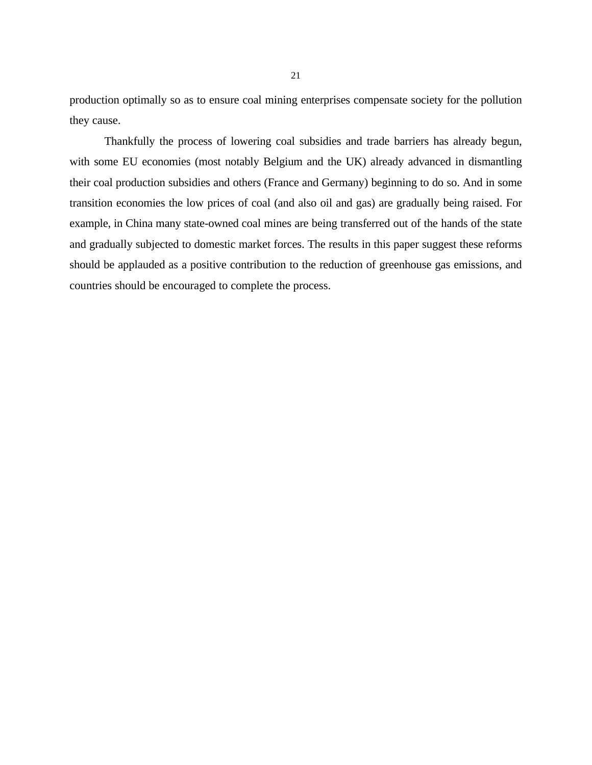production optimally so as to ensure coal mining enterprises compensate society for the pollution they cause.

Thankfully the process of lowering coal subsidies and trade barriers has already begun, with some EU economies (most notably Belgium and the UK) already advanced in dismantling their coal production subsidies and others (France and Germany) beginning to do so. And in some transition economies the low prices of coal (and also oil and gas) are gradually being raised. For example, in China many state-owned coal mines are being transferred out of the hands of the state and gradually subjected to domestic market forces. The results in this paper suggest these reforms should be applauded as a positive contribution to the reduction of greenhouse gas emissions, and countries should be encouraged to complete the process.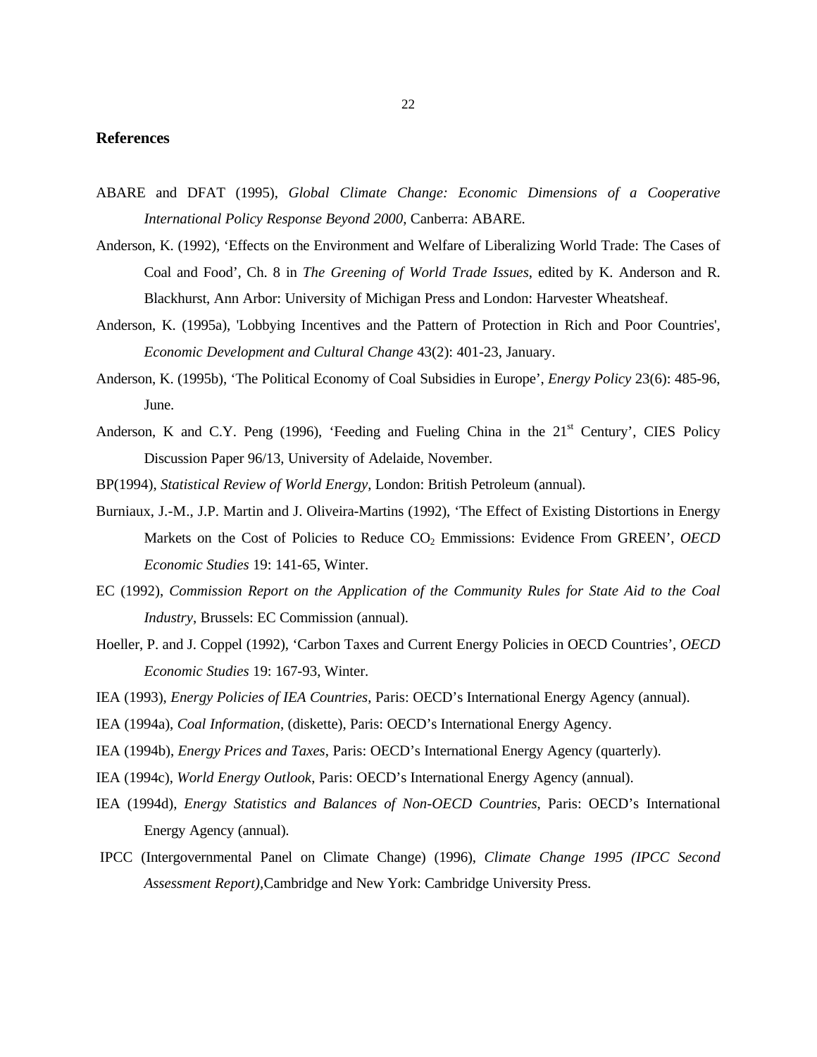## References

ABARE and DFAT (1995), *Global Climate Change: Economic Dimensions of a Cooperative International Policy Response Beyond 2000*, Canberra: ABARE.

Anderson, K. (1992), 'Effects on the Environment and Welfare of Liberalizing World Trade: The Cases of Coal and Food', Ch. 8 in *The Greening of World Trade Issues*, edited by K. Anderson and R. Blackhurst, Ann Arbor: University of Michigan Press and London: Harvester Wheatsheaf.

Anderson, K. (1995a), 'Lobbying Incentives and the Pattern of Protection in Rich and Poor Countries', *Economic Development and Cultural Change* 43(2): 401-23, January.

Anderson, K. (1995b), 'The Political Economy of Coal Subsidies in Europe', *Energy Policy* 23(6): 485-96, June.

Anderson, K and C.Y. Peng (1996), 'Feeding and Fueling China in the 21st Century', CIES Policy Discussion Paper 96/13, University of Adelaide, November.

BP(1994), *Statistical Review of World Energy*, London: British Petroleum (annual).

Burniaux, J.-M., J.P. Martin and J. Oliveira-Martins (1992), 'The Effect of Existing Distortions in Energy Markets on the Cost of Policies to Reduce $CO_2$ Emmissions: Evidence From GREEN', *OECD Economic Studies* 19: 141-65, Winter.

EC (1992), *Commission Report on the Application of the Community Rules for State Aid to the Coal Industry*, Brussels: EC Commission (annual).

Hoeller, P. and J. Coppel (1992), 'Carbon Taxes and Current Energy Policies in OECD Countries', *OECD Economic Studies* 19: 167-93, Winter.

IEA (1993), *Energy Policies of IEA Countries*, Paris: OECD's International Energy Agency (annual).

IEA (1994a), *Coal Information*, (diskette), Paris: OECD's International Energy Agency.

IEA (1994b), *Energy Prices and Taxes*, Paris: OECD's International Energy Agency (quarterly).

IEA (1994c), *World Energy Outlook*, Paris: OECD's International Energy Agency (annual).

IEA (1994d), *Energy Statistics and Balances of Non-OECD Countries*, Paris: OECD's International Energy Agency (annual).

IPCC (Intergovernmental Panel on Climate Change) (1996), *Climate Change 1995 (IPCC Second Assessment Report)*,Cambridge and New York: Cambridge University Press.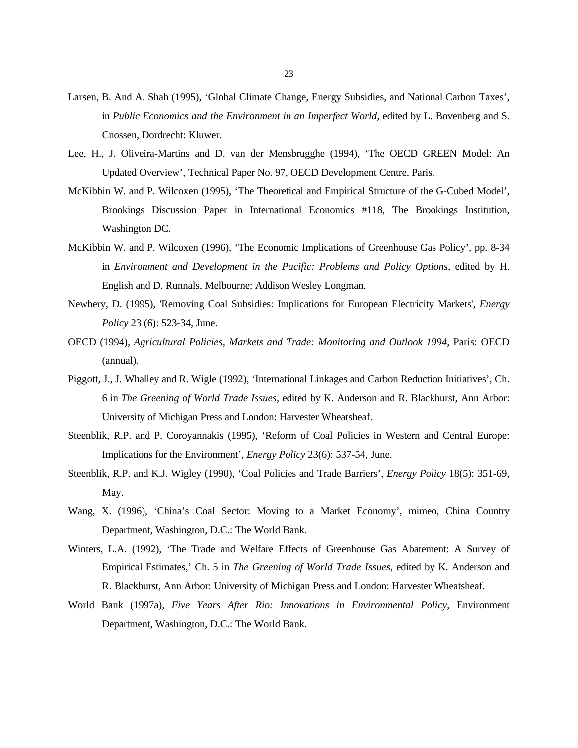Larsen, B. And A. Shah (1995), 'Global Climate Change, Energy Subsidies, and National Carbon Taxes', in *Public Economics and the Environment in an Imperfect World*, edited by L. Bovenberg and S. Cnossen, Dordrecht: Kluwer.

Lee, H., J. Oliveira-Martins and D. van der Mensbrugghe (1994), 'The OECD GREEN Model: An Updated Overview', Technical Paper No. 97, OECD Development Centre, Paris.

McKibbin W. and P. Wilcoxen (1995), 'The Theoretical and Empirical Structure of the G-Cubed Model', Brookings Discussion Paper in International Economics #118, The Brookings Institution, Washington DC.

McKibbin W. and P. Wilcoxen (1996), 'The Economic Implications of Greenhouse Gas Policy', pp. 8-34 in *Environment and Development in the Pacific: Problems and Policy Options*, edited by H. English and D. Runnals, Melbourne: Addison Wesley Longman.

Newbery, D. (1995), 'Removing Coal Subsidies: Implications for European Electricity Markets', *Energy Policy* 23 (6): 523-34, June.

OECD (1994), *Agricultural Policies, Markets and Trade: Monitoring and Outlook 1994*, Paris: OECD (annual).

Piggott, J., J. Whalley and R. Wigle (1992), 'International Linkages and Carbon Reduction Initiatives', Ch. 6 in *The Greening of World Trade Issues*, edited by K. Anderson and R. Blackhurst, Ann Arbor: University of Michigan Press and London: Harvester Wheatsheaf.

Steenblik, R.P. and P. Coroyannakis (1995), 'Reform of Coal Policies in Western and Central Europe: Implications for the Environment', *Energy Policy* 23(6): 537-54, June.

Steenblik, R.P. and K.J. Wigley (1990), 'Coal Policies and Trade Barriers', *Energy Policy* 18(5): 351-69, May.

Wang, X. (1996), 'China's Coal Sector: Moving to a Market Economy', mimeo, China Country Department, Washington, D.C.: The World Bank.

Winters, L.A. (1992), 'The Trade and Welfare Effects of Greenhouse Gas Abatement: A Survey of Empirical Estimates,' Ch. 5 in *The Greening of World Trade Issues*, edited by K. Anderson and R. Blackhurst, Ann Arbor: University of Michigan Press and London: Harvester Wheatsheaf.

World Bank (1997a), *Five Years After Rio: Innovations in Environmental Policy*, Environment Department, Washington, D.C.: The World Bank.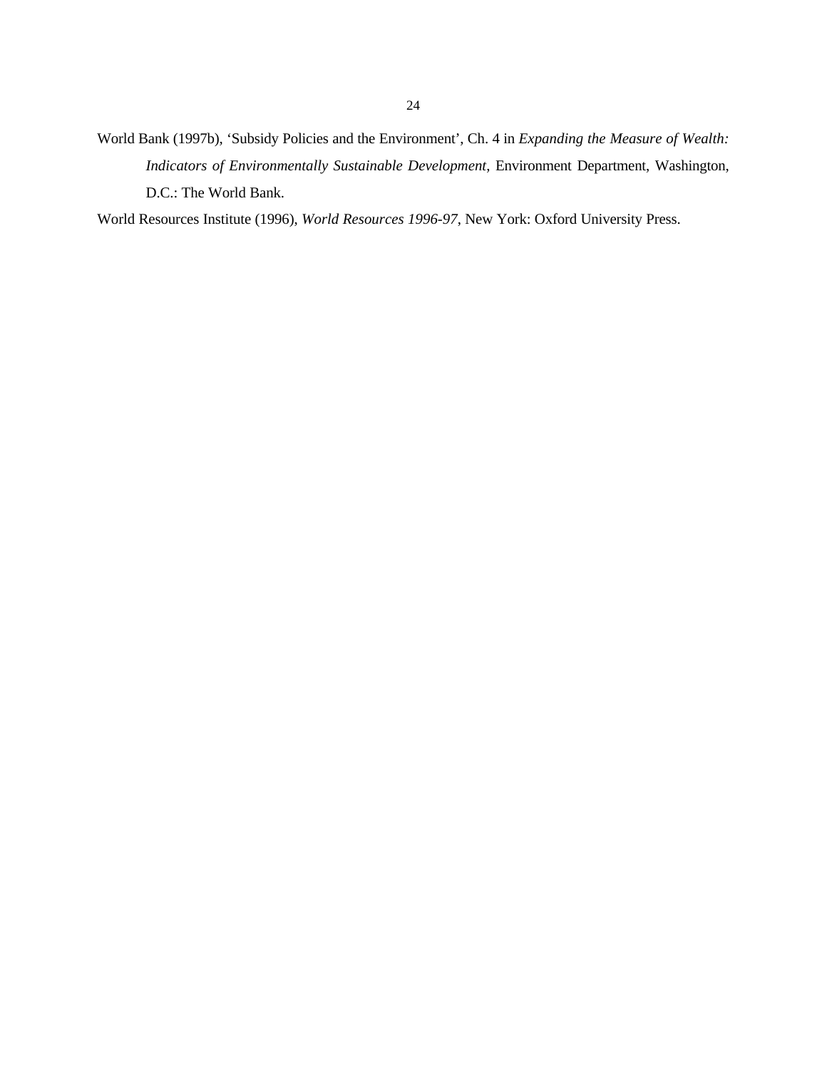World Bank (1997b), ‘Subsidy Policies and the Environment’, Ch. 4 in *Expanding the Measure of Wealth: Indicators of Environmentally Sustainable Development*, Environment Department, Washington, D.C.: The World Bank.

World Resources Institute (1996), *World Resources 1996-97*, New York: Oxford University Press.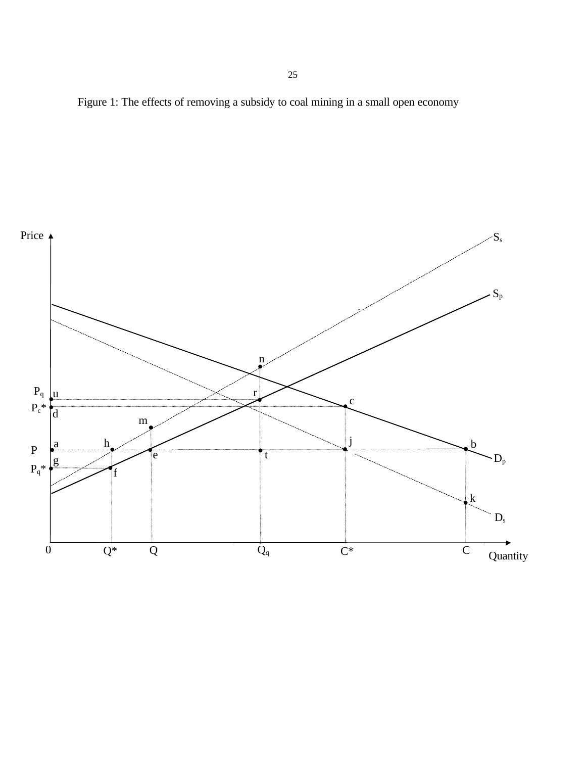Figure 1: The effects of removing a subsidy to coal mining in a small open economy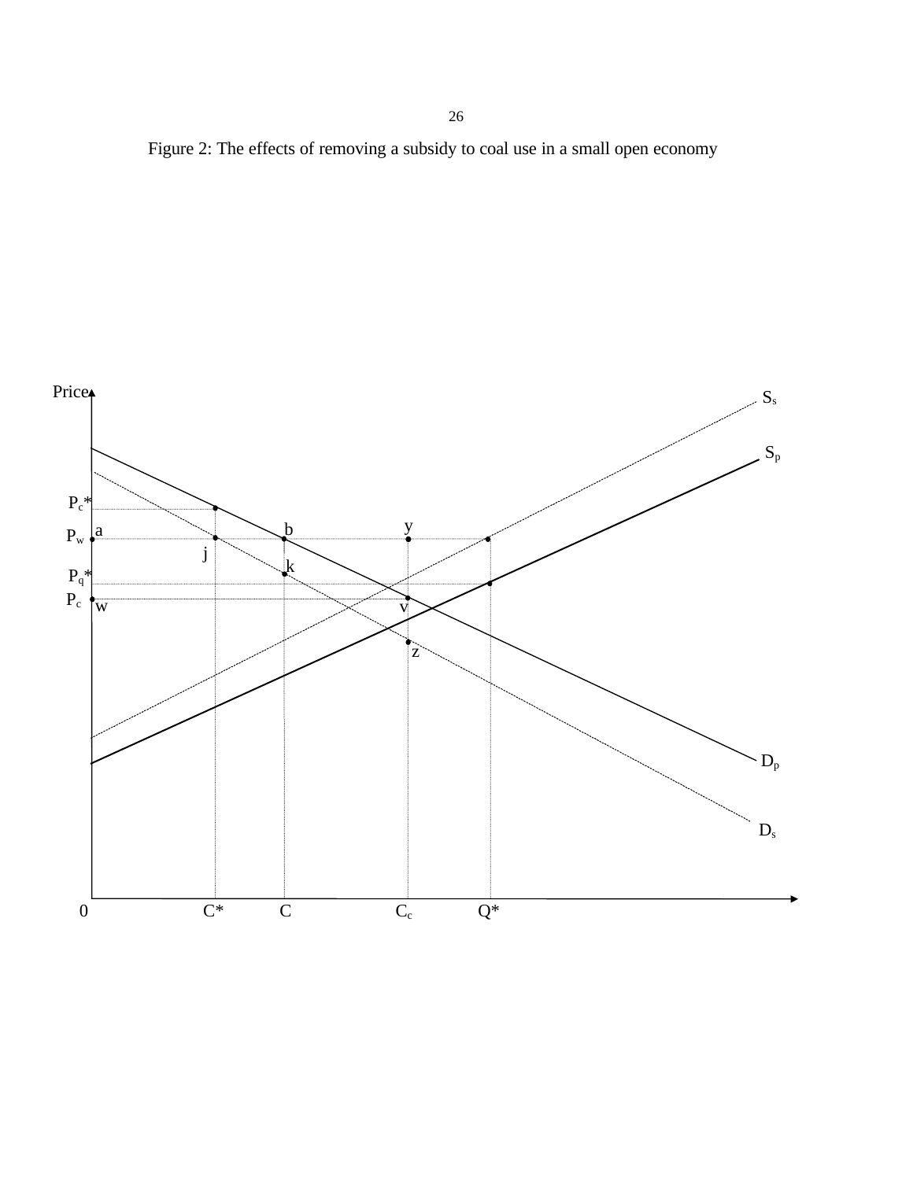Figure 2: The effects of removing a subsidy to coal use in a small open economy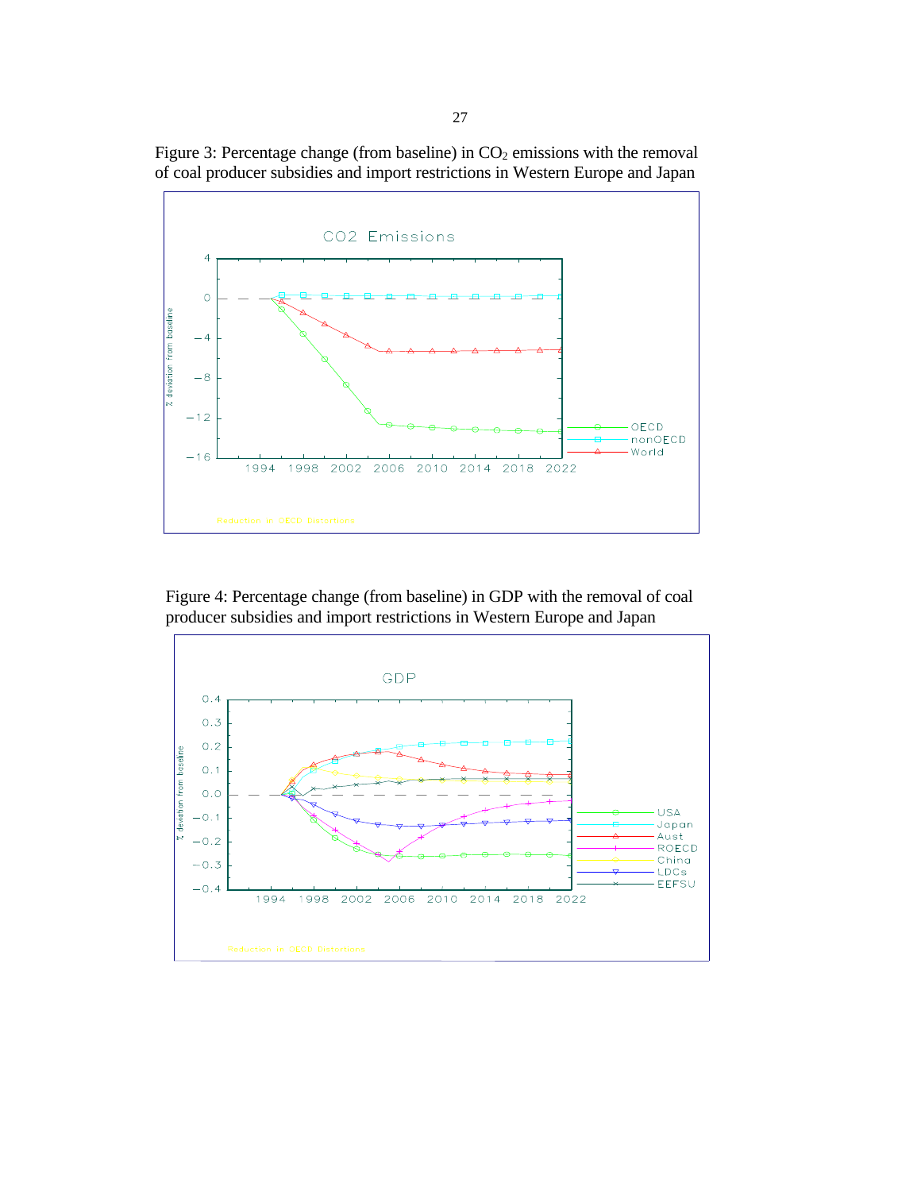Figure 3: Percentage change (from baseline) in $CO_2$ emissions with the removal of coal producer subsidies and import restrictions in Western Europe and Japan

Figure 4: Percentage change (from baseline) in GDP with the removal of coal producer subsidies and import restrictions in Western Europe and Japan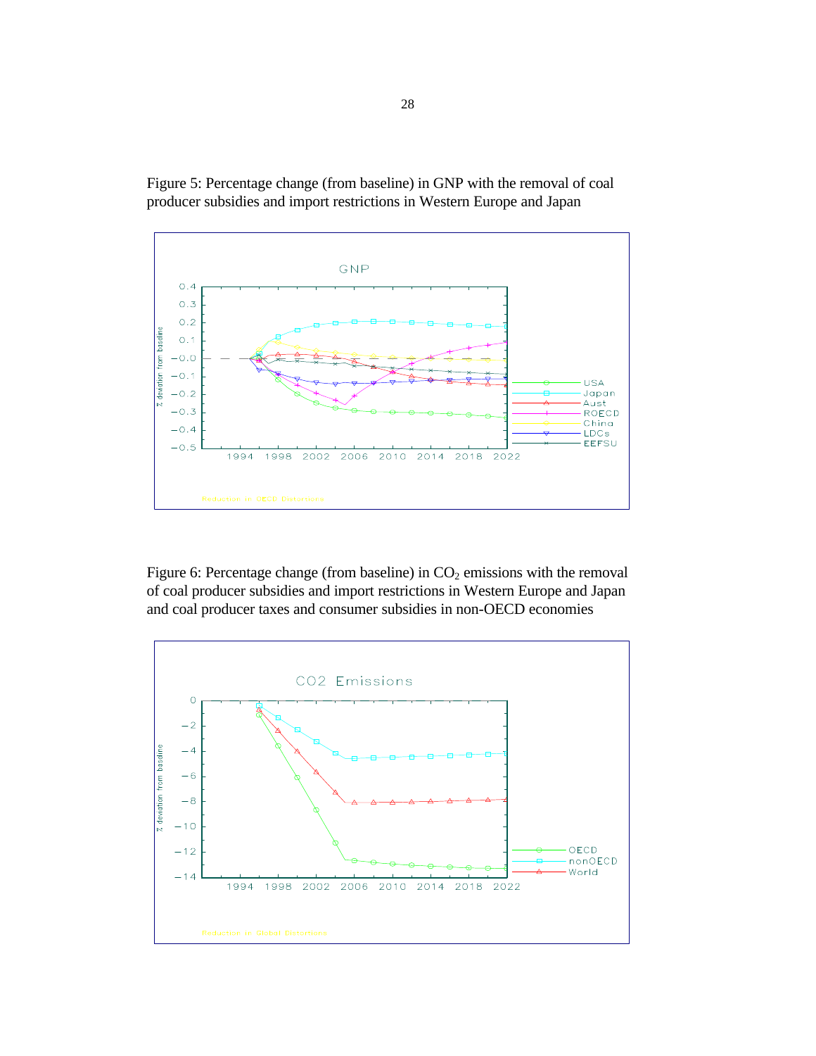Figure 5: Percentage change (from baseline) in GNP with the removal of coal producer subsidies and import restrictions in Western Europe and Japan

Figure 6: Percentage change (from baseline) in $CO_2$ emissions with the removal of coal producer subsidies and import restrictions in Western Europe and Japan and coal producer taxes and consumer subsidies in non-OECD economies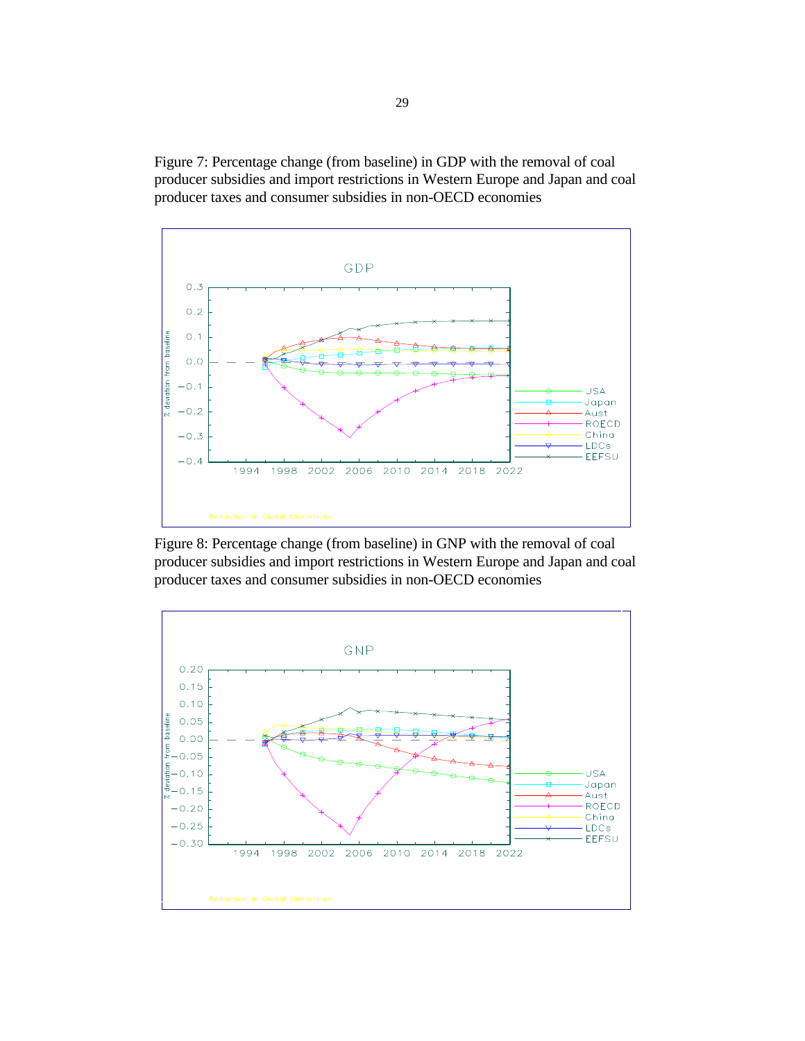Figure 7: Percentage change (from baseline) in GDP with the removal of coal producer subsidies and import restrictions in Western Europe and Japan and coal producer taxes and consumer subsidies in non-OECD economies

Figure 8: Percentage change (from baseline) in GNP with the removal of coal producer subsidies and import restrictions in Western Europe and Japan and coal producer taxes and consumer subsidies in non-OECD economies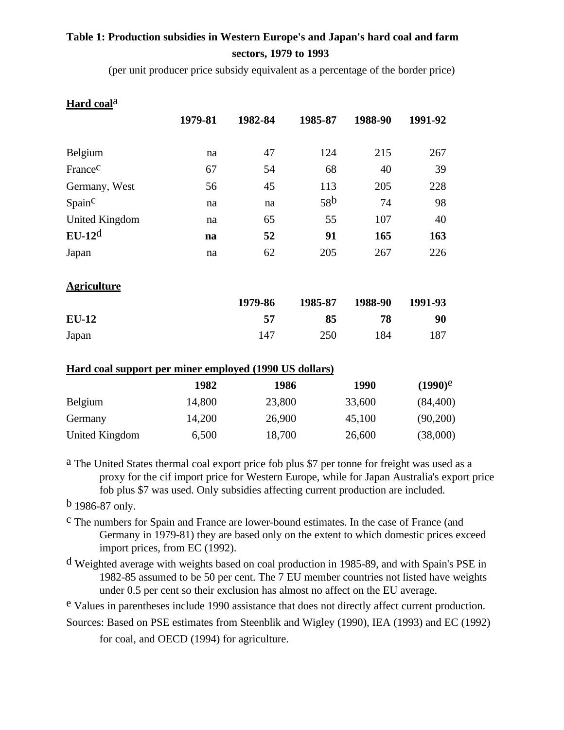**Table 1: Production subsidies in Western Europe's and Japan's hard coal and farm sectors, 1979 to 1993**

(per unit producer price subsidy equivalent as a percentage of the border price)

**Hard coal**[a]

| | 1979-81 | 1982-84 | 1985-87 | 1988-90 | 1991-92 |
|---|---|---|---|---|---|
| Belgium | na | 47 | 124 | 215 | 267 |
| France[c] | 67 | 54 | 68 | 40 | 39 |
| Germany, West | 56 | 45 | 113 | 205 | 228 |
| Spain[c] | na | na | 58[b] | 74 | 98 |
| United Kingdom | na | 65 | 55 | 107 | 40 |
| **EU-12**[d] | **na** | **52** | **91** | **165** | **163** |
| Japan | na | 62 | 205 | 267 | 226 |

**Agriculture**

| | 1979-86 | 1985-87 | 1988-90 | 1991-93 |
|---|---|---|---|---|
| **EU-12** | **57** | **85** | **78** | **90** |
| Japan | 147 | 250 | 184 | 187 |

**Hard coal support per miner employed (1990 US dollars)**

| | 1982 | 1986 | 1990 | (1990)[e] |
|---|---|---|---|---|
| Belgium | 14,800 | 23,800 | 33,600 | (84,400) |
| Germany | 14,200 | 26,900 | 45,100 | (90,200) |
| United Kingdom | 6,500 | 18,700 | 26,600 | (38,000) |

[a] The United States thermal coal export price fob plus $7 per tonne for freight was used as a proxy for the cif import price for Western Europe, while for Japan Australia's export price fob plus $7 was used. Only subsidies affecting current production are included.

[b] 1986-87 only.

[c] The numbers for Spain and France are lower-bound estimates. In the case of France (and Germany in 1979-81) they are based only on the extent to which domestic prices exceed import prices, from EC (1992).

[d] Weighted average with weights based on coal production in 1985-89, and with Spain's PSE in 1982-85 assumed to be 50 per cent. The 7 EU member countries not listed have weights under 0.5 per cent so their exclusion has almost no affect on the EU average.

[e] Values in parentheses include 1990 assistance that does not directly affect current production.

Sources: Based on PSE estimates from Steenblik and Wigley (1990), IEA (1993) and EC (1992) for coal, and OECD (1994) for agriculture.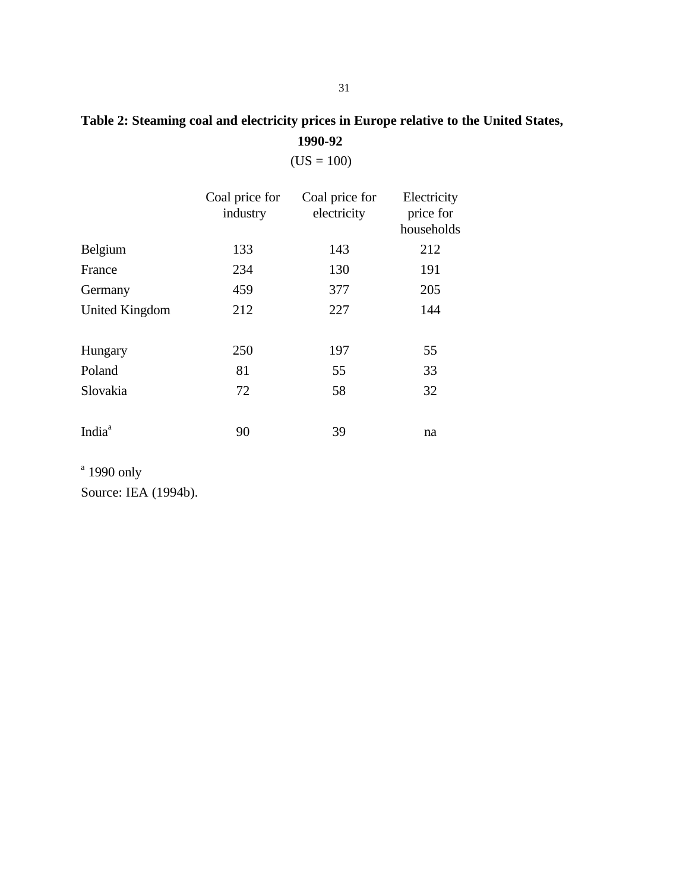**Table 2: Steaming coal and electricity prices in Europe relative to the United States, 1990-92**

(US = 100)

| | Coal price for industry | Coal price for electricity | Electricity price for households |
|---|---|---|---|
| Belgium | 133 | 143 | 212 |
| France | 234 | 130 | 191 |
| Germany | 459 | 377 | 205 |
| United Kingdom | 212 | 227 | 144 |
| | | | |
| Hungary | 250 | 197 | 55 |
| Poland | 81 | 55 | 33 |
| Slovakia | 72 | 58 | 32 |
| | | | |
| India[a] | 90 | 39 | na |

[a] 1990 only

Source: IEA (1994b).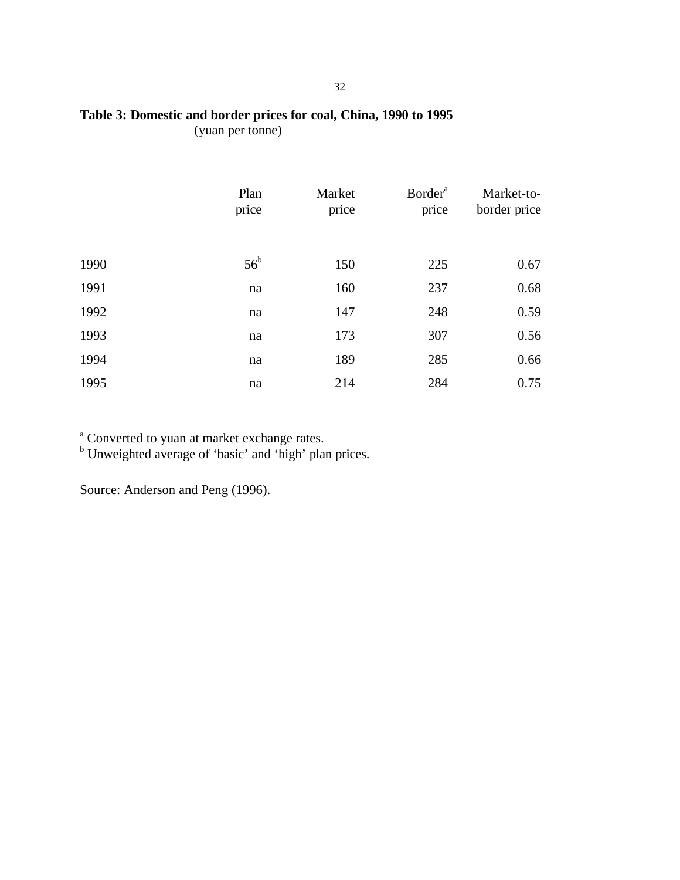**Table 3: Domestic and border prices for coal, China, 1990 to 1995**
(yuan per tonne)

| | Plan price | Market price | Border[a] price | Market-to-border price |
|---|---|---|---|---|
| 1990 | 56[b] | 150 | 225 | 0.67 |
| 1991 | na | 160 | 237 | 0.68 |
| 1992 | na | 147 | 248 | 0.59 |
| 1993 | na | 173 | 307 | 0.56 |
| 1994 | na | 189 | 285 | 0.66 |
| 1995 | na | 214 | 284 | 0.75 |

[a] Converted to yuan at market exchange rates.
[b] Unweighted average of 'basic' and 'high' plan prices.

Source: Anderson and Peng (1996).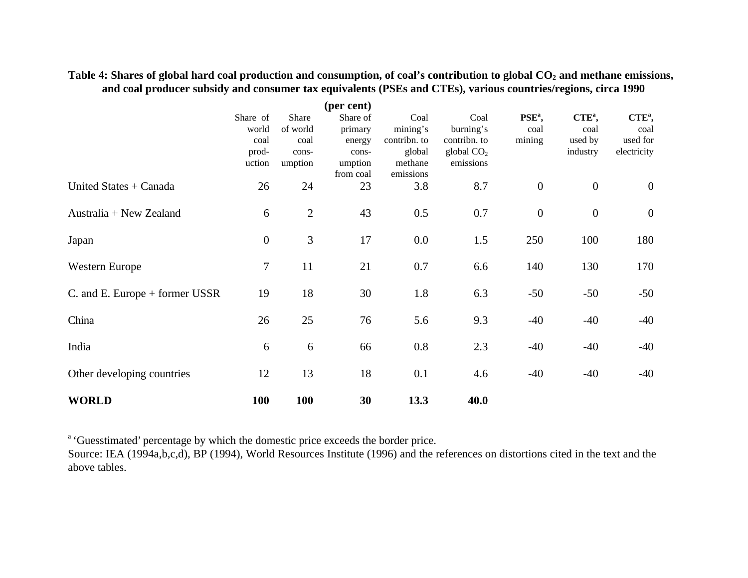**Table 4: Shares of global hard coal production and consumption, of coal's contribution to global $CO_2$ and methane emissions, and coal producer subsidy and consumer tax equivalents (PSEs and CTEs), various countries/regions, circa 1990**

(per cent)

| | Share of world coal prod-uction | Share of world coal cons-umption | Share of primary energy cons-umption from coal | Coal mining's contribn. to global methane emissions | Coal burning's contribn. to global $CO_2$ emissions | **PSE[a],** coal mining | **CTE[a],** coal used by industry | **CTE[a],** coal used for electricity |
|---|---|---|---|---|---|---|---|---|
| United States + Canada | 26 | 24 | 23 | 3.8 | 8.7 | 0 | 0 | 0 |
| Australia + New Zealand | 6 | 2 | 43 | 0.5 | 0.7 | 0 | 0 | 0 |
| Japan | 0 | 3 | 17 | 0.0 | 1.5 | 250 | 100 | 180 |
| Western Europe | 7 | 11 | 21 | 0.7 | 6.6 | 140 | 130 | 170 |
| C. and E. Europe + former USSR | 19 | 18 | 30 | 1.8 | 6.3 | -50 | -50 | -50 |
| China | 26 | 25 | 76 | 5.6 | 9.3 | -40 | -40 | -40 |
| India | 6 | 6 | 66 | 0.8 | 2.3 | -40 | -40 | -40 |
| Other developing countries | 12 | 13 | 18 | 0.1 | 4.6 | -40 | -40 | -40 |
| **WORLD** | **100** | **100** | **30** | **13.3** | **40.0** | | | |

[a] 'Guesstimated' percentage by which the domestic price exceeds the border price.

Source: IEA (1994a,b,c,d), BP (1994), World Resources Institute (1996) and the references on distortions cited in the text and the above tables.